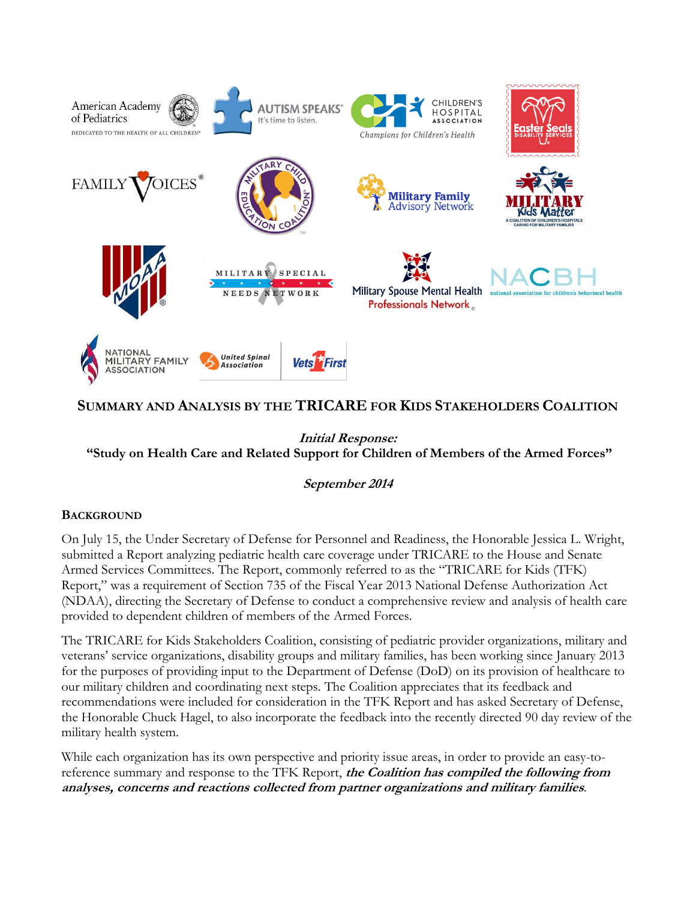# Summary and Analysis by the TRICARE for Kids Stakeholders Coalition

***Initial Response:***
**"Study on Health Care and Related Support for Children of Members of the Armed Forces"**

***September 2014***

## Background

On July 15, the Under Secretary of Defense for Personnel and Readiness, the Honorable Jessica L. Wright, submitted a Report analyzing pediatric health care coverage under TRICARE to the House and Senate Armed Services Committees. The Report, commonly referred to as the "TRICARE for Kids (TFK) Report," was a requirement of Section 735 of the Fiscal Year 2013 National Defense Authorization Act (NDAA), directing the Secretary of Defense to conduct a comprehensive review and analysis of health care provided to dependent children of members of the Armed Forces.

The TRICARE for Kids Stakeholders Coalition, consisting of pediatric provider organizations, military and veterans' service organizations, disability groups and military families, has been working since January 2013 for the purposes of providing input to the Department of Defense (DoD) on its provision of healthcare to our military children and coordinating next steps. The Coalition appreciates that its feedback and recommendations were included for consideration in the TFK Report and has asked Secretary of Defense, the Honorable Chuck Hagel, to also incorporate the feedback into the recently directed 90 day review of the military health system.

While each organization has its own perspective and priority issue areas, in order to provide an easy-to-reference summary and response to the TFK Report, ***the Coalition has compiled the following from analyses, concerns and reactions collected from partner organizations and military families***.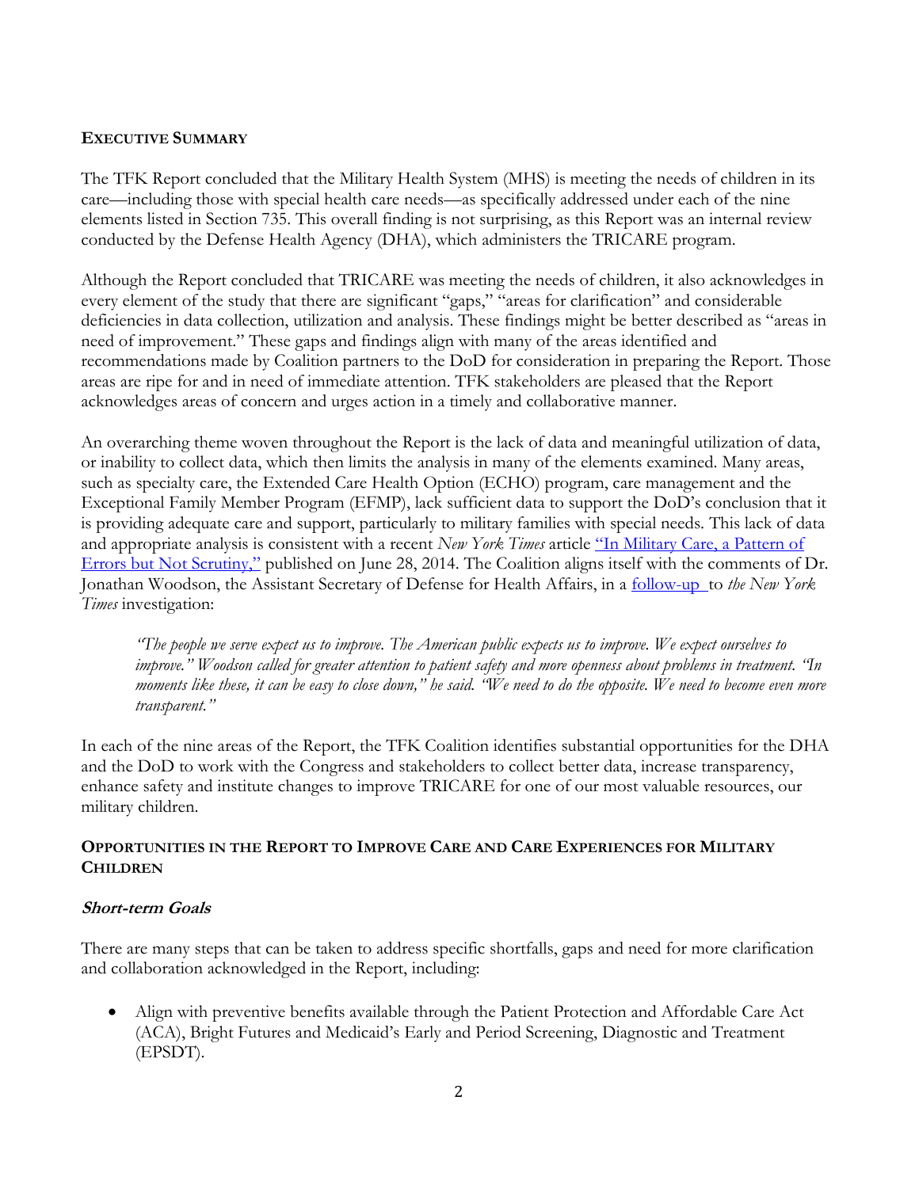## Executive Summary

The TFK Report concluded that the Military Health System (MHS) is meeting the needs of children in its care—including those with special health care needs—as specifically addressed under each of the nine elements listed in Section 735. This overall finding is not surprising, as this Report was an internal review conducted by the Defense Health Agency (DHA), which administers the TRICARE program.

Although the Report concluded that TRICARE was meeting the needs of children, it also acknowledges in every element of the study that there are significant "gaps," "areas for clarification" and considerable deficiencies in data collection, utilization and analysis. These findings might be better described as "areas in need of improvement." These gaps and findings align with many of the areas identified and recommendations made by Coalition partners to the DoD for consideration in preparing the Report. Those areas are ripe for and in need of immediate attention. TFK stakeholders are pleased that the Report acknowledges areas of concern and urges action in a timely and collaborative manner.

An overarching theme woven throughout the Report is the lack of data and meaningful utilization of data, or inability to collect data, which then limits the analysis in many of the elements examined. Many areas, such as specialty care, the Extended Care Health Option (ECHO) program, care management and the Exceptional Family Member Program (EFMP), lack sufficient data to support the DoD's conclusion that it is providing adequate care and support, particularly to military families with special needs. This lack of data and appropriate analysis is consistent with a recent *New York Times* article "In Military Care, a Pattern of Errors but Not Scrutiny," published on June 28, 2014. The Coalition aligns itself with the comments of Dr. Jonathan Woodson, the Assistant Secretary of Defense for Health Affairs, in a follow-up to *the New York Times* investigation:

> *"The people we serve expect us to improve. The American public expects us to improve. We expect ourselves to improve." Woodson called for greater attention to patient safety and more openness about problems in treatment. "In moments like these, it can be easy to close down," he said. "We need to do the opposite. We need to become even more transparent."*

In each of the nine areas of the Report, the TFK Coalition identifies substantial opportunities for the DHA and the DoD to work with the Congress and stakeholders to collect better data, increase transparency, enhance safety and institute changes to improve TRICARE for one of our most valuable resources, our military children.

## Opportunities in the Report to Improve Care and Care Experiences for Military Children

### *Short-term Goals*

There are many steps that can be taken to address specific shortfalls, gaps and need for more clarification and collaboration acknowledged in the Report, including:

- Align with preventive benefits available through the Patient Protection and Affordable Care Act (ACA), Bright Futures and Medicaid's Early and Period Screening, Diagnostic and Treatment (EPSDT).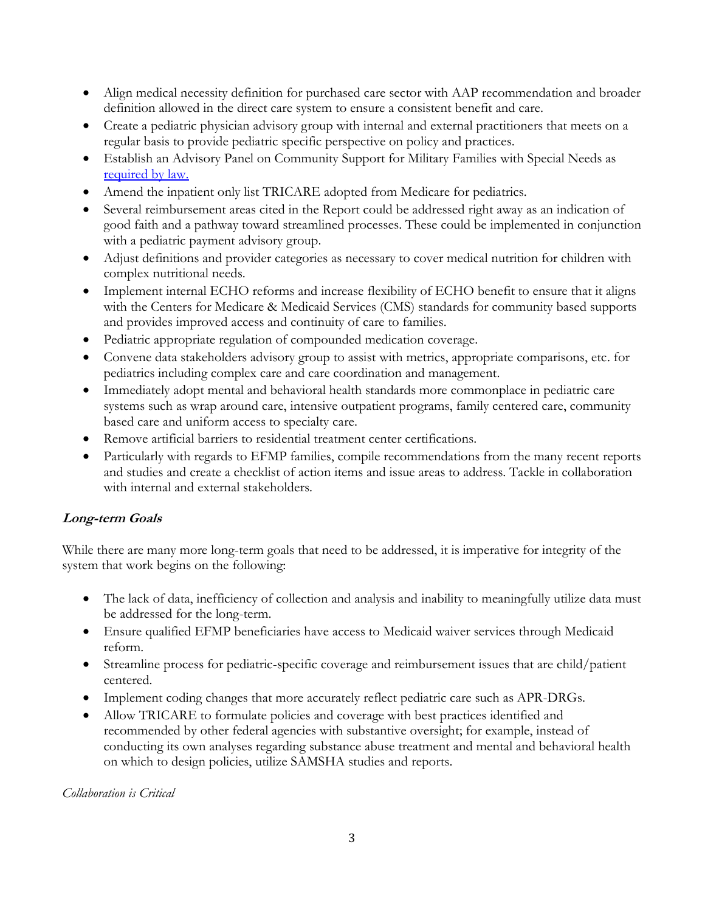- Align medical necessity definition for purchased care sector with AAP recommendation and broader definition allowed in the direct care system to ensure a consistent benefit and care.
- Create a pediatric physician advisory group with internal and external practitioners that meets on a regular basis to provide pediatric specific perspective on policy and practices.
- Establish an Advisory Panel on Community Support for Military Families with Special Needs as required by law.
- Amend the inpatient only list TRICARE adopted from Medicare for pediatrics.
- Several reimbursement areas cited in the Report could be addressed right away as an indication of good faith and a pathway toward streamlined processes. These could be implemented in conjunction with a pediatric payment advisory group.
- Adjust definitions and provider categories as necessary to cover medical nutrition for children with complex nutritional needs.
- Implement internal ECHO reforms and increase flexibility of ECHO benefit to ensure that it aligns with the Centers for Medicare & Medicaid Services (CMS) standards for community based supports and provides improved access and continuity of care to families.
- Pediatric appropriate regulation of compounded medication coverage.
- Convene data stakeholders advisory group to assist with metrics, appropriate comparisons, etc. for pediatrics including complex care and care coordination and management.
- Immediately adopt mental and behavioral health standards more commonplace in pediatric care systems such as wrap around care, intensive outpatient programs, family centered care, community based care and uniform access to specialty care.
- Remove artificial barriers to residential treatment center certifications.
- Particularly with regards to EFMP families, compile recommendations from the many recent reports and studies and create a checklist of action items and issue areas to address. Tackle in collaboration with internal and external stakeholders.

### *Long-term Goals*

While there are many more long-term goals that need to be addressed, it is imperative for integrity of the system that work begins on the following:

- The lack of data, inefficiency of collection and analysis and inability to meaningfully utilize data must be addressed for the long-term.
- Ensure qualified EFMP beneficiaries have access to Medicaid waiver services through Medicaid reform.
- Streamline process for pediatric-specific coverage and reimbursement issues that are child/patient centered.
- Implement coding changes that more accurately reflect pediatric care such as APR-DRGs.
- Allow TRICARE to formulate policies and coverage with best practices identified and recommended by other federal agencies with substantive oversight; for example, instead of conducting its own analyses regarding substance abuse treatment and mental and behavioral health on which to design policies, utilize SAMSHA studies and reports.

*Collaboration is Critical*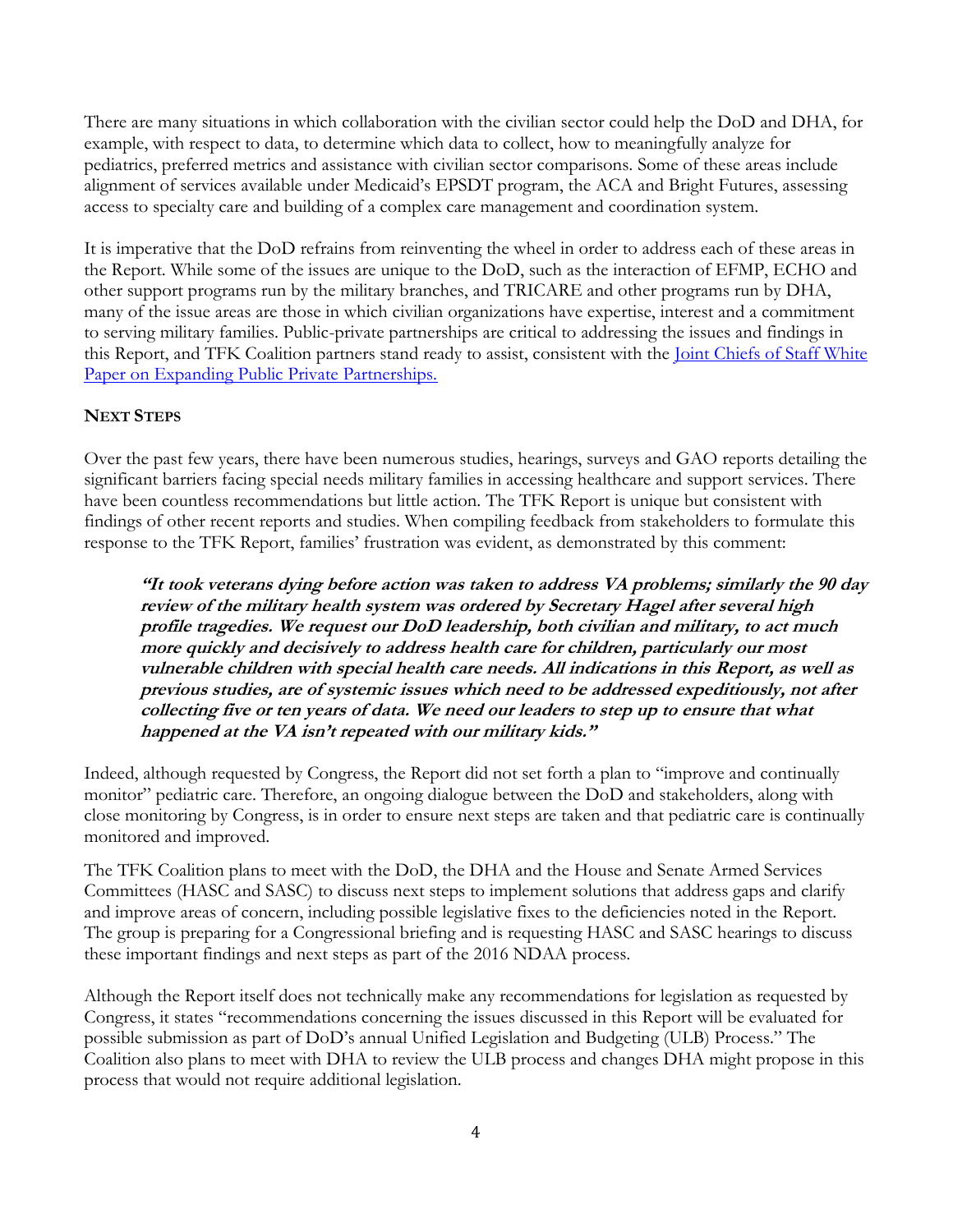There are many situations in which collaboration with the civilian sector could help the DoD and DHA, for example, with respect to data, to determine which data to collect, how to meaningfully analyze for pediatrics, preferred metrics and assistance with civilian sector comparisons. Some of these areas include alignment of services available under Medicaid's EPSDT program, the ACA and Bright Futures, assessing access to specialty care and building of a complex care management and coordination system.

It is imperative that the DoD refrains from reinventing the wheel in order to address each of these areas in the Report. While some of the issues are unique to the DoD, such as the interaction of EFMP, ECHO and other support programs run by the military branches, and TRICARE and other programs run by DHA, many of the issue areas are those in which civilian organizations have expertise, interest and a commitment to serving military families. Public-private partnerships are critical to addressing the issues and findings in this Report, and TFK Coalition partners stand ready to assist, consistent with the Joint Chiefs of Staff White Paper on Expanding Public Private Partnerships.

## NEXT STEPS

Over the past few years, there have been numerous studies, hearings, surveys and GAO reports detailing the significant barriers facing special needs military families in accessing healthcare and support services. There have been countless recommendations but little action. The TFK Report is unique but consistent with findings of other recent reports and studies. When compiling feedback from stakeholders to formulate this response to the TFK Report, families' frustration was evident, as demonstrated by this comment:

> ***"It took veterans dying before action was taken to address VA problems; similarly the 90 day review of the military health system was ordered by Secretary Hagel after several high profile tragedies. We request our DoD leadership, both civilian and military, to act much more quickly and decisively to address health care for children, particularly our most vulnerable children with special health care needs. All indications in this Report, as well as previous studies, are of systemic issues which need to be addressed expeditiously, not after collecting five or ten years of data. We need our leaders to step up to ensure that what happened at the VA isn't repeated with our military kids."***

Indeed, although requested by Congress, the Report did not set forth a plan to "improve and continually monitor" pediatric care. Therefore, an ongoing dialogue between the DoD and stakeholders, along with close monitoring by Congress, is in order to ensure next steps are taken and that pediatric care is continually monitored and improved.

The TFK Coalition plans to meet with the DoD, the DHA and the House and Senate Armed Services Committees (HASC and SASC) to discuss next steps to implement solutions that address gaps and clarify and improve areas of concern, including possible legislative fixes to the deficiencies noted in the Report. The group is preparing for a Congressional briefing and is requesting HASC and SASC hearings to discuss these important findings and next steps as part of the 2016 NDAA process.

Although the Report itself does not technically make any recommendations for legislation as requested by Congress, it states "recommendations concerning the issues discussed in this Report will be evaluated for possible submission as part of DoD's annual Unified Legislation and Budgeting (ULB) Process." The Coalition also plans to meet with DHA to review the ULB process and changes DHA might propose in this process that would not require additional legislation.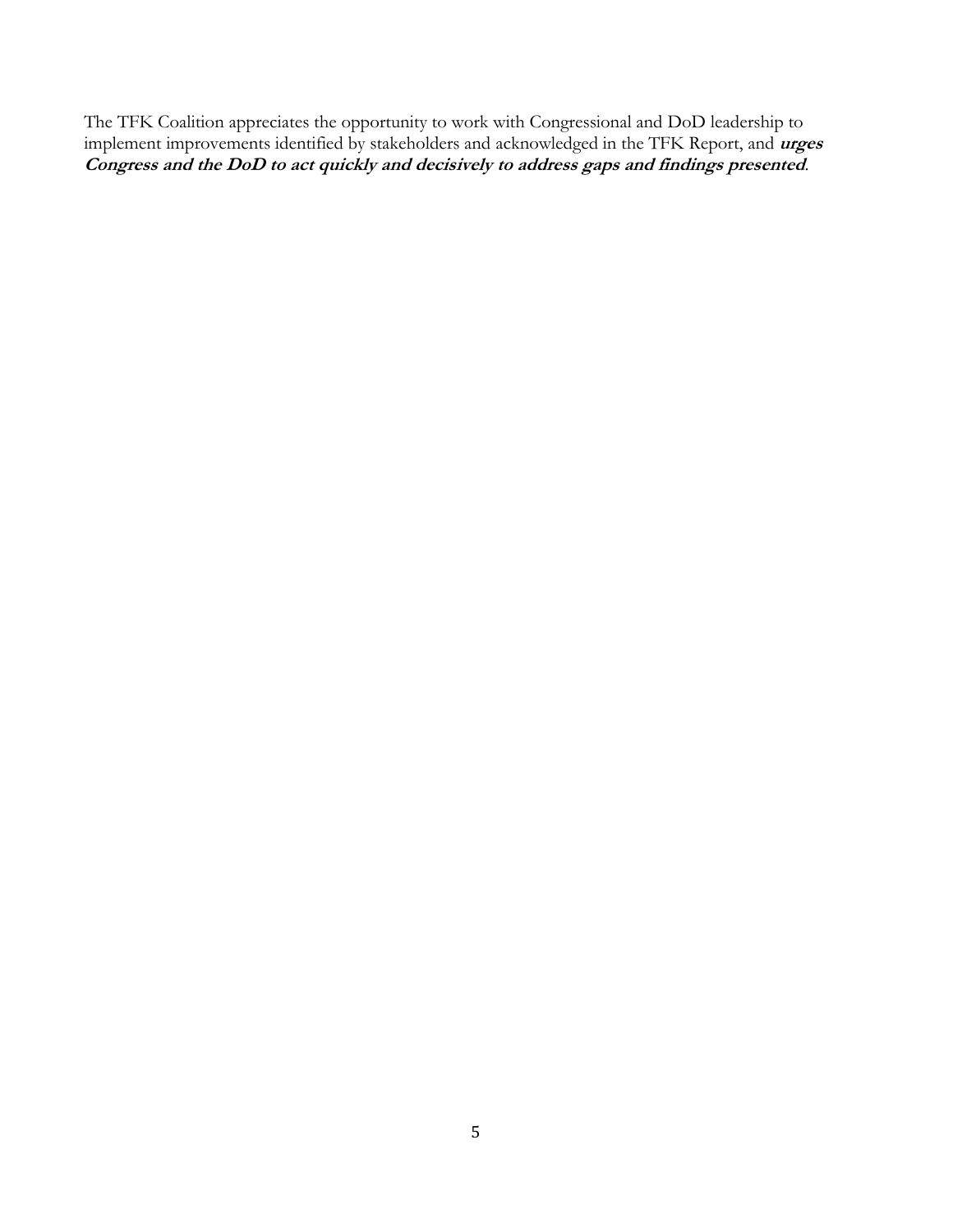The TFK Coalition appreciates the opportunity to work with Congressional and DoD leadership to implement improvements identified by stakeholders and acknowledged in the TFK Report, and ***urges Congress and the DoD to act quickly and decisively to address gaps and findings presented***.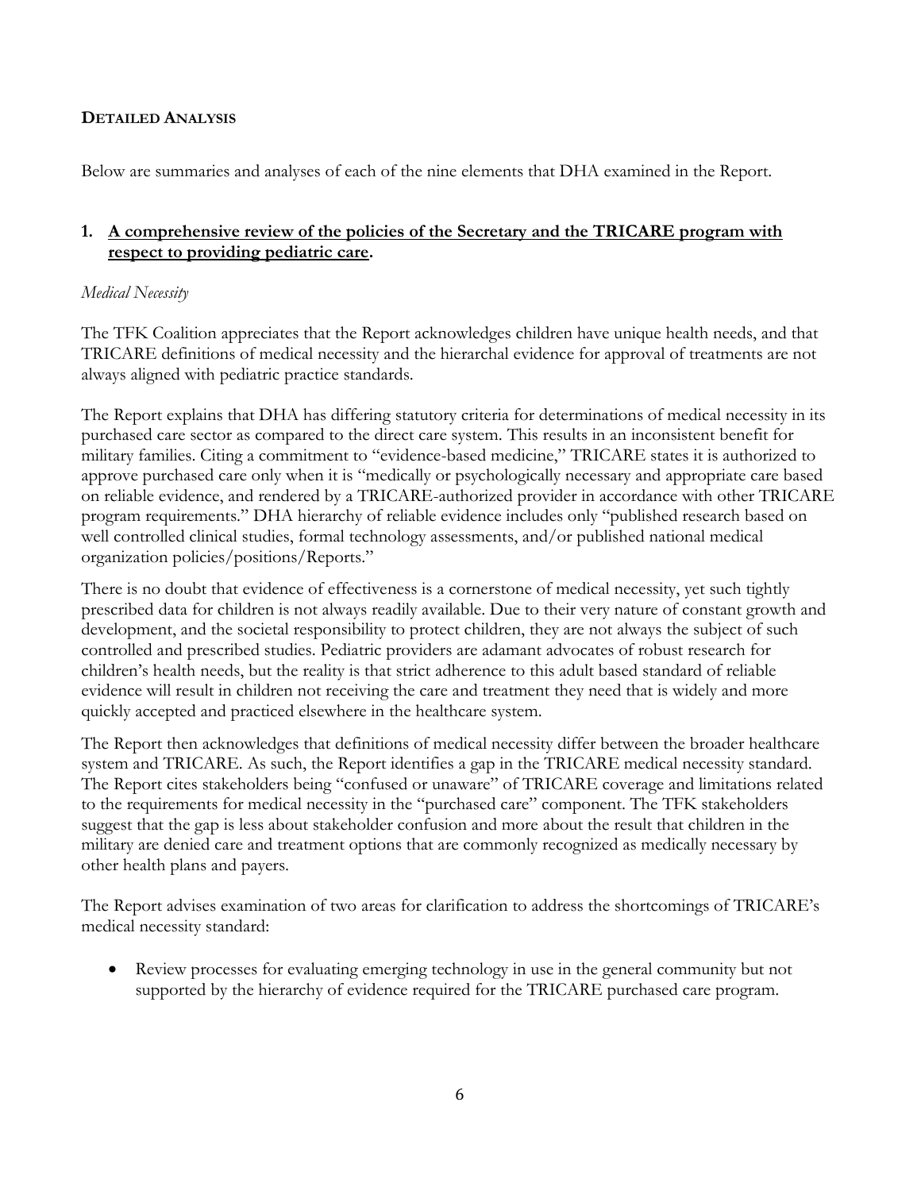## DETAILED ANALYSIS

Below are summaries and analyses of each of the nine elements that DHA examined in the Report.

### 1. A comprehensive review of the policies of the Secretary and the TRICARE program with respect to providing pediatric care.

*Medical Necessity*

The TFK Coalition appreciates that the Report acknowledges children have unique health needs, and that TRICARE definitions of medical necessity and the hierarchal evidence for approval of treatments are not always aligned with pediatric practice standards.

The Report explains that DHA has differing statutory criteria for determinations of medical necessity in its purchased care sector as compared to the direct care system. This results in an inconsistent benefit for military families. Citing a commitment to "evidence-based medicine," TRICARE states it is authorized to approve purchased care only when it is "medically or psychologically necessary and appropriate care based on reliable evidence, and rendered by a TRICARE-authorized provider in accordance with other TRICARE program requirements." DHA hierarchy of reliable evidence includes only "published research based on well controlled clinical studies, formal technology assessments, and/or published national medical organization policies/positions/Reports."

There is no doubt that evidence of effectiveness is a cornerstone of medical necessity, yet such tightly prescribed data for children is not always readily available. Due to their very nature of constant growth and development, and the societal responsibility to protect children, they are not always the subject of such controlled and prescribed studies. Pediatric providers are adamant advocates of robust research for children's health needs, but the reality is that strict adherence to this adult based standard of reliable evidence will result in children not receiving the care and treatment they need that is widely and more quickly accepted and practiced elsewhere in the healthcare system.

The Report then acknowledges that definitions of medical necessity differ between the broader healthcare system and TRICARE. As such, the Report identifies a gap in the TRICARE medical necessity standard. The Report cites stakeholders being "confused or unaware" of TRICARE coverage and limitations related to the requirements for medical necessity in the "purchased care" component. The TFK stakeholders suggest that the gap is less about stakeholder confusion and more about the result that children in the military are denied care and treatment options that are commonly recognized as medically necessary by other health plans and payers.

The Report advises examination of two areas for clarification to address the shortcomings of TRICARE's medical necessity standard:

- Review processes for evaluating emerging technology in use in the general community but not supported by the hierarchy of evidence required for the TRICARE purchased care program.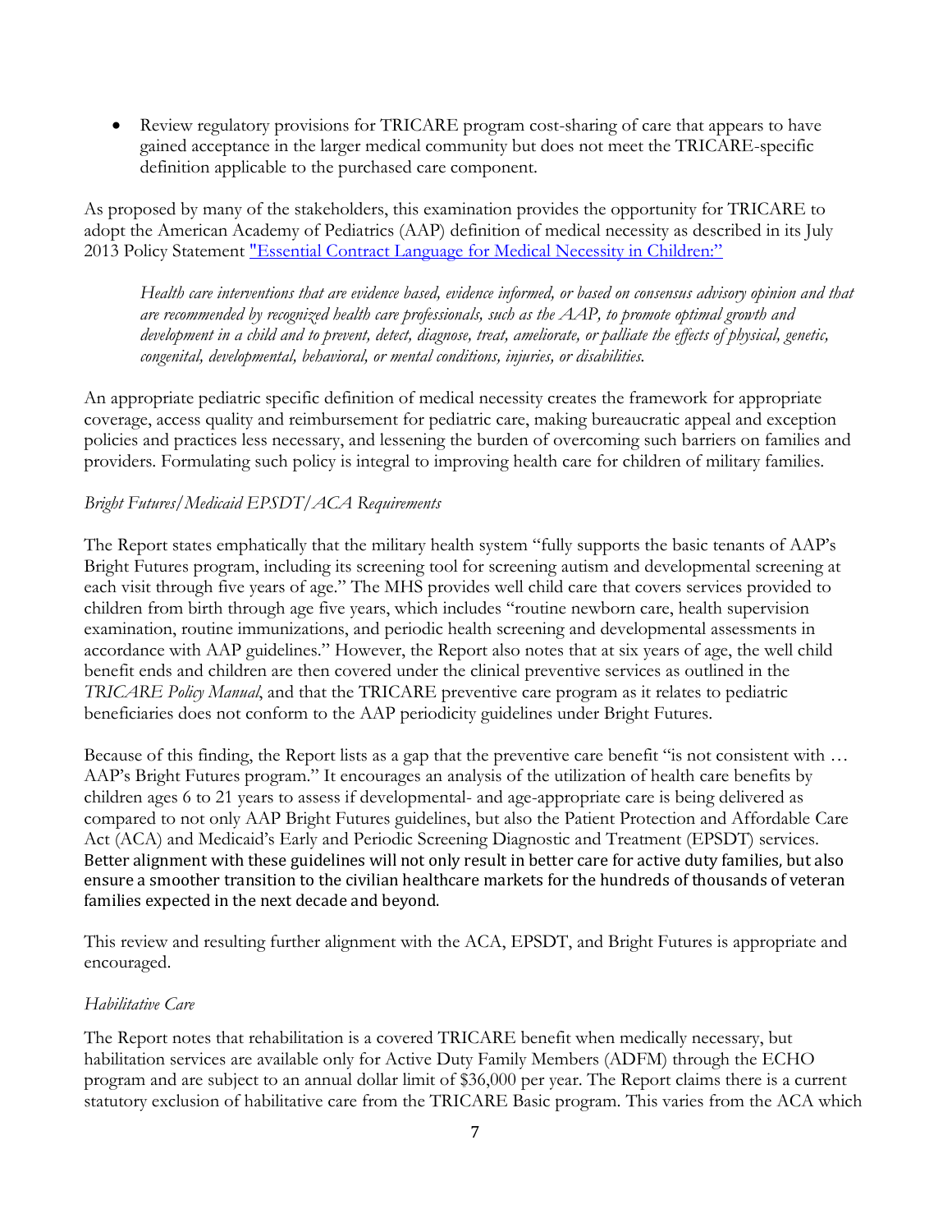- Review regulatory provisions for TRICARE program cost-sharing of care that appears to have gained acceptance in the larger medical community but does not meet the TRICARE-specific definition applicable to the purchased care component.

As proposed by many of the stakeholders, this examination provides the opportunity for TRICARE to adopt the American Academy of Pediatrics (AAP) definition of medical necessity as described in its July 2013 Policy Statement "Essential Contract Language for Medical Necessity in Children:"

> *Health care interventions that are evidence based, evidence informed, or based on consensus advisory opinion and that are recommended by recognized health care professionals, such as the AAP, to promote optimal growth and development in a child and to prevent, detect, diagnose, treat, ameliorate, or palliate the effects of physical, genetic, congenital, developmental, behavioral, or mental conditions, injuries, or disabilities.*

An appropriate pediatric specific definition of medical necessity creates the framework for appropriate coverage, access quality and reimbursement for pediatric care, making bureaucratic appeal and exception policies and practices less necessary, and lessening the burden of overcoming such barriers on families and providers. Formulating such policy is integral to improving health care for children of military families.

*Bright Futures/Medicaid EPSDT/ACA Requirements*

The Report states emphatically that the military health system "fully supports the basic tenants of AAP's Bright Futures program, including its screening tool for screening autism and developmental screening at each visit through five years of age." The MHS provides well child care that covers services provided to children from birth through age five years, which includes "routine newborn care, health supervision examination, routine immunizations, and periodic health screening and developmental assessments in accordance with AAP guidelines." However, the Report also notes that at six years of age, the well child benefit ends and children are then covered under the clinical preventive services as outlined in the *TRICARE Policy Manual*, and that the TRICARE preventive care program as it relates to pediatric beneficiaries does not conform to the AAP periodicity guidelines under Bright Futures.

Because of this finding, the Report lists as a gap that the preventive care benefit "is not consistent with … AAP's Bright Futures program." It encourages an analysis of the utilization of health care benefits by children ages 6 to 21 years to assess if developmental- and age-appropriate care is being delivered as compared to not only AAP Bright Futures guidelines, but also the Patient Protection and Affordable Care Act (ACA) and Medicaid's Early and Periodic Screening Diagnostic and Treatment (EPSDT) services. Better alignment with these guidelines will not only result in better care for active duty families, but also ensure a smoother transition to the civilian healthcare markets for the hundreds of thousands of veteran families expected in the next decade and beyond.

This review and resulting further alignment with the ACA, EPSDT, and Bright Futures is appropriate and encouraged.

*Habilitative Care*

The Report notes that rehabilitation is a covered TRICARE benefit when medically necessary, but habilitation services are available only for Active Duty Family Members (ADFM) through the ECHO program and are subject to an annual dollar limit of $36,000 per year. The Report claims there is a current statutory exclusion of habilitative care from the TRICARE Basic program. This varies from the ACA which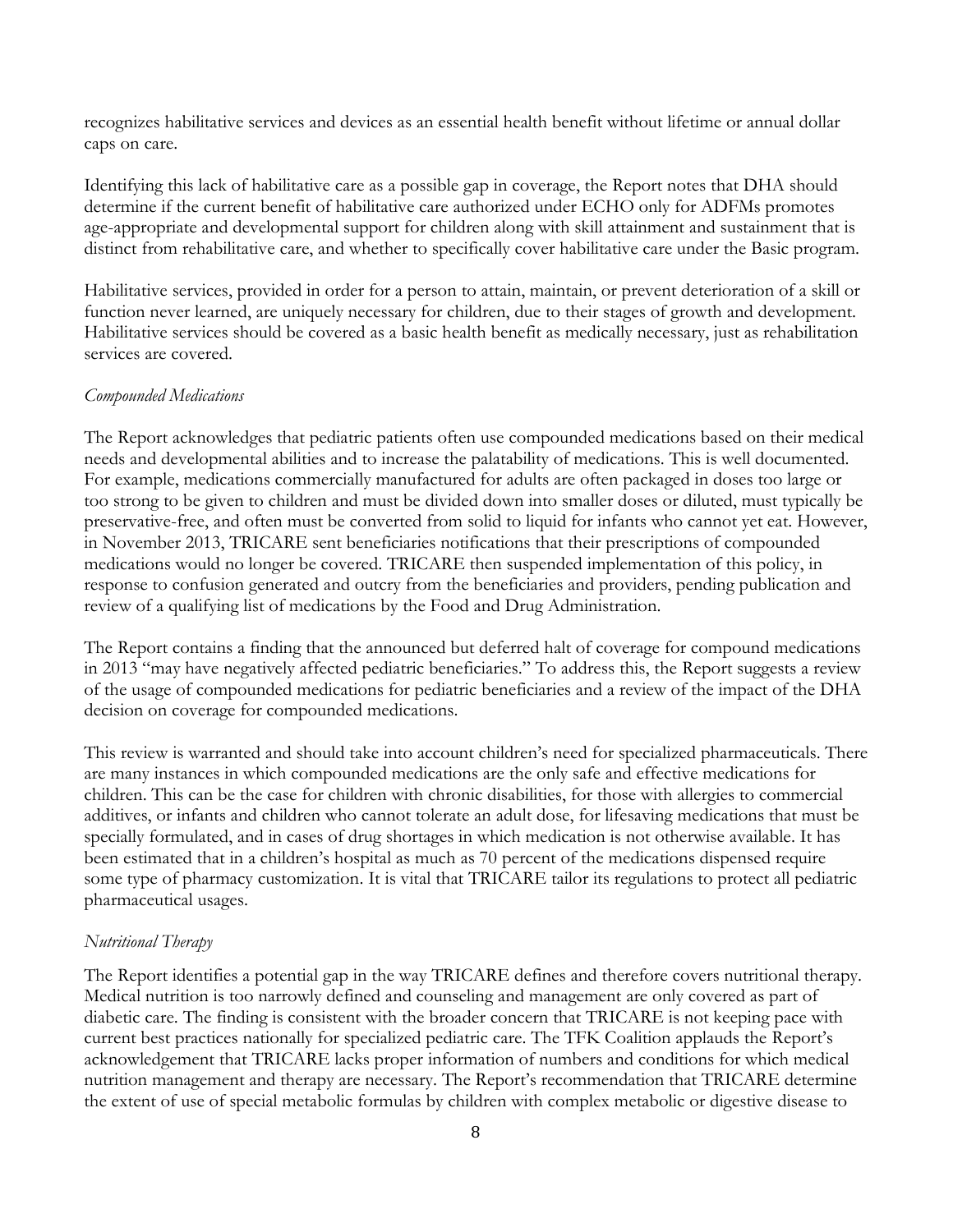recognizes habilitative services and devices as an essential health benefit without lifetime or annual dollar caps on care.

Identifying this lack of habilitative care as a possible gap in coverage, the Report notes that DHA should determine if the current benefit of habilitative care authorized under ECHO only for ADFMs promotes age-appropriate and developmental support for children along with skill attainment and sustainment that is distinct from rehabilitative care, and whether to specifically cover habilitative care under the Basic program.

Habilitative services, provided in order for a person to attain, maintain, or prevent deterioration of a skill or function never learned, are uniquely necessary for children, due to their stages of growth and development. Habilitative services should be covered as a basic health benefit as medically necessary, just as rehabilitation services are covered.

*Compounded Medications*

The Report acknowledges that pediatric patients often use compounded medications based on their medical needs and developmental abilities and to increase the palatability of medications. This is well documented. For example, medications commercially manufactured for adults are often packaged in doses too large or too strong to be given to children and must be divided down into smaller doses or diluted, must typically be preservative-free, and often must be converted from solid to liquid for infants who cannot yet eat. However, in November 2013, TRICARE sent beneficiaries notifications that their prescriptions of compounded medications would no longer be covered. TRICARE then suspended implementation of this policy, in response to confusion generated and outcry from the beneficiaries and providers, pending publication and review of a qualifying list of medications by the Food and Drug Administration.

The Report contains a finding that the announced but deferred halt of coverage for compound medications in 2013 "may have negatively affected pediatric beneficiaries." To address this, the Report suggests a review of the usage of compounded medications for pediatric beneficiaries and a review of the impact of the DHA decision on coverage for compounded medications.

This review is warranted and should take into account children's need for specialized pharmaceuticals. There are many instances in which compounded medications are the only safe and effective medications for children. This can be the case for children with chronic disabilities, for those with allergies to commercial additives, or infants and children who cannot tolerate an adult dose, for lifesaving medications that must be specially formulated, and in cases of drug shortages in which medication is not otherwise available. It has been estimated that in a children's hospital as much as 70 percent of the medications dispensed require some type of pharmacy customization. It is vital that TRICARE tailor its regulations to protect all pediatric pharmaceutical usages.

*Nutritional Therapy*

The Report identifies a potential gap in the way TRICARE defines and therefore covers nutritional therapy. Medical nutrition is too narrowly defined and counseling and management are only covered as part of diabetic care. The finding is consistent with the broader concern that TRICARE is not keeping pace with current best practices nationally for specialized pediatric care. The TFK Coalition applauds the Report's acknowledgement that TRICARE lacks proper information of numbers and conditions for which medical nutrition management and therapy are necessary. The Report's recommendation that TRICARE determine the extent of use of special metabolic formulas by children with complex metabolic or digestive disease to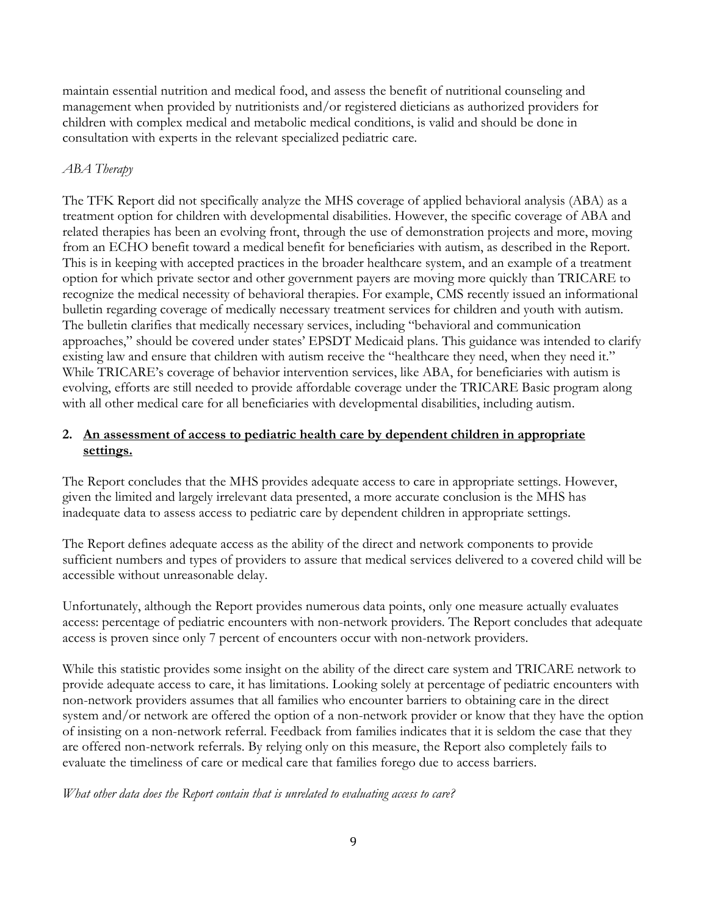maintain essential nutrition and medical food, and assess the benefit of nutritional counseling and management when provided by nutritionists and/or registered dieticians as authorized providers for children with complex medical and metabolic medical conditions, is valid and should be done in consultation with experts in the relevant specialized pediatric care.

*ABA Therapy*

The TFK Report did not specifically analyze the MHS coverage of applied behavioral analysis (ABA) as a treatment option for children with developmental disabilities. However, the specific coverage of ABA and related therapies has been an evolving front, through the use of demonstration projects and more, moving from an ECHO benefit toward a medical benefit for beneficiaries with autism, as described in the Report. This is in keeping with accepted practices in the broader healthcare system, and an example of a treatment option for which private sector and other government payers are moving more quickly than TRICARE to recognize the medical necessity of behavioral therapies. For example, CMS recently issued an informational bulletin regarding coverage of medically necessary treatment services for children and youth with autism. The bulletin clarifies that medically necessary services, including "behavioral and communication approaches," should be covered under states' EPSDT Medicaid plans. This guidance was intended to clarify existing law and ensure that children with autism receive the "healthcare they need, when they need it." While TRICARE's coverage of behavior intervention services, like ABA, for beneficiaries with autism is evolving, efforts are still needed to provide affordable coverage under the TRICARE Basic program along with all other medical care for all beneficiaries with developmental disabilities, including autism.

## 2. An assessment of access to pediatric health care by dependent children in appropriate settings.

The Report concludes that the MHS provides adequate access to care in appropriate settings. However, given the limited and largely irrelevant data presented, a more accurate conclusion is the MHS has inadequate data to assess access to pediatric care by dependent children in appropriate settings.

The Report defines adequate access as the ability of the direct and network components to provide sufficient numbers and types of providers to assure that medical services delivered to a covered child will be accessible without unreasonable delay.

Unfortunately, although the Report provides numerous data points, only one measure actually evaluates access: percentage of pediatric encounters with non-network providers. The Report concludes that adequate access is proven since only 7 percent of encounters occur with non-network providers.

While this statistic provides some insight on the ability of the direct care system and TRICARE network to provide adequate access to care, it has limitations. Looking solely at percentage of pediatric encounters with non-network providers assumes that all families who encounter barriers to obtaining care in the direct system and/or network are offered the option of a non-network provider or know that they have the option of insisting on a non-network referral. Feedback from families indicates that it is seldom the case that they are offered non-network referrals. By relying only on this measure, the Report also completely fails to evaluate the timeliness of care or medical care that families forego due to access barriers.

*What other data does the Report contain that is unrelated to evaluating access to care?*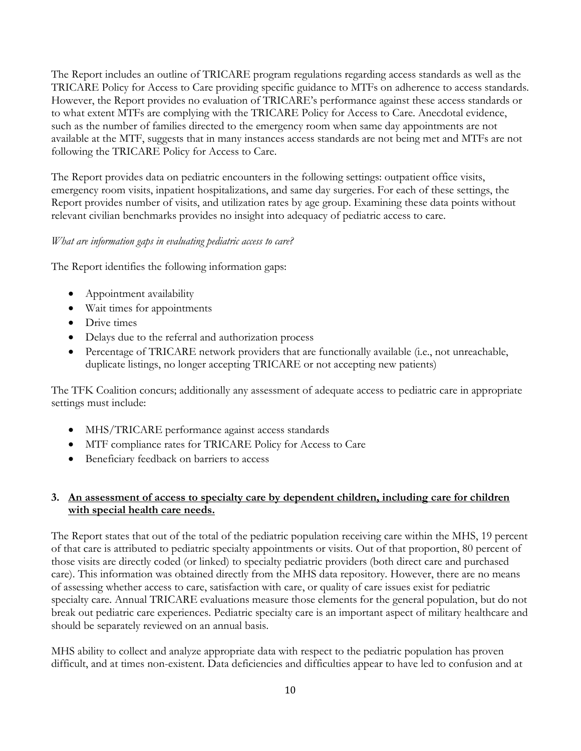The Report includes an outline of TRICARE program regulations regarding access standards as well as the TRICARE Policy for Access to Care providing specific guidance to MTFs on adherence to access standards. However, the Report provides no evaluation of TRICARE's performance against these access standards or to what extent MTFs are complying with the TRICARE Policy for Access to Care. Anecdotal evidence, such as the number of families directed to the emergency room when same day appointments are not available at the MTF, suggests that in many instances access standards are not being met and MTFs are not following the TRICARE Policy for Access to Care.

The Report provides data on pediatric encounters in the following settings: outpatient office visits, emergency room visits, inpatient hospitalizations, and same day surgeries. For each of these settings, the Report provides number of visits, and utilization rates by age group. Examining these data points without relevant civilian benchmarks provides no insight into adequacy of pediatric access to care.

*What are information gaps in evaluating pediatric access to care?*

The Report identifies the following information gaps:

- Appointment availability
- Wait times for appointments
- Drive times
- Delays due to the referral and authorization process
- Percentage of TRICARE network providers that are functionally available (i.e., not unreachable, duplicate listings, no longer accepting TRICARE or not accepting new patients)

The TFK Coalition concurs; additionally any assessment of adequate access to pediatric care in appropriate settings must include:

- MHS/TRICARE performance against access standards
- MTF compliance rates for TRICARE Policy for Access to Care
- Beneficiary feedback on barriers to access

### 3. <u>An assessment of access to specialty care by dependent children, including care for children with special health care needs.</u>

The Report states that out of the total of the pediatric population receiving care within the MHS, 19 percent of that care is attributed to pediatric specialty appointments or visits. Out of that proportion, 80 percent of those visits are directly coded (or linked) to specialty pediatric providers (both direct care and purchased care). This information was obtained directly from the MHS data repository. However, there are no means of assessing whether access to care, satisfaction with care, or quality of care issues exist for pediatric specialty care. Annual TRICARE evaluations measure those elements for the general population, but do not break out pediatric care experiences. Pediatric specialty care is an important aspect of military healthcare and should be separately reviewed on an annual basis.

MHS ability to collect and analyze appropriate data with respect to the pediatric population has proven difficult, and at times non-existent. Data deficiencies and difficulties appear to have led to confusion and at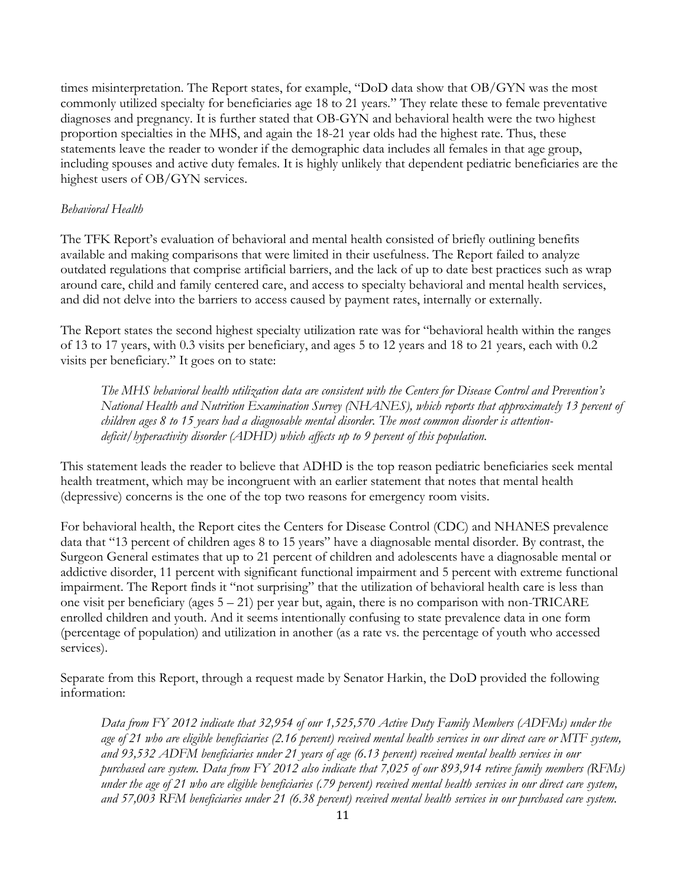times misinterpretation. The Report states, for example, "DoD data show that OB/GYN was the most commonly utilized specialty for beneficiaries age 18 to 21 years." They relate these to female preventative diagnoses and pregnancy. It is further stated that OB-GYN and behavioral health were the two highest proportion specialties in the MHS, and again the 18-21 year olds had the highest rate. Thus, these statements leave the reader to wonder if the demographic data includes all females in that age group, including spouses and active duty females. It is highly unlikely that dependent pediatric beneficiaries are the highest users of OB/GYN services.

*Behavioral Health*

The TFK Report's evaluation of behavioral and mental health consisted of briefly outlining benefits available and making comparisons that were limited in their usefulness. The Report failed to analyze outdated regulations that comprise artificial barriers, and the lack of up to date best practices such as wrap around care, child and family centered care, and access to specialty behavioral and mental health services, and did not delve into the barriers to access caused by payment rates, internally or externally.

The Report states the second highest specialty utilization rate was for "behavioral health within the ranges of 13 to 17 years, with 0.3 visits per beneficiary, and ages 5 to 12 years and 18 to 21 years, each with 0.2 visits per beneficiary." It goes on to state:

> *The MHS behavioral health utilization data are consistent with the Centers for Disease Control and Prevention's National Health and Nutrition Examination Survey (NHANES), which reports that approximately 13 percent of children ages 8 to 15 years had a diagnosable mental disorder. The most common disorder is attention-deficit/hyperactivity disorder (ADHD) which affects up to 9 percent of this population.*

This statement leads the reader to believe that ADHD is the top reason pediatric beneficiaries seek mental health treatment, which may be incongruent with an earlier statement that notes that mental health (depressive) concerns is the one of the top two reasons for emergency room visits.

For behavioral health, the Report cites the Centers for Disease Control (CDC) and NHANES prevalence data that "13 percent of children ages 8 to 15 years" have a diagnosable mental disorder. By contrast, the Surgeon General estimates that up to 21 percent of children and adolescents have a diagnosable mental or addictive disorder, 11 percent with significant functional impairment and 5 percent with extreme functional impairment. The Report finds it "not surprising" that the utilization of behavioral health care is less than one visit per beneficiary (ages 5 – 21) per year but, again, there is no comparison with non-TRICARE enrolled children and youth. And it seems intentionally confusing to state prevalence data in one form (percentage of population) and utilization in another (as a rate vs. the percentage of youth who accessed services).

Separate from this Report, through a request made by Senator Harkin, the DoD provided the following information:

> *Data from FY 2012 indicate that 32,954 of our 1,525,570 Active Duty Family Members (ADFMs) under the age of 21 who are eligible beneficiaries (2.16 percent) received mental health services in our direct care or MTF system, and 93,532 ADFM beneficiaries under 21 years of age (6.13 percent) received mental health services in our purchased care system. Data from FY 2012 also indicate that 7,025 of our 893,914 retiree family members (RFMs) under the age of 21 who are eligible beneficiaries (.79 percent) received mental health services in our direct care system, and 57,003 RFM beneficiaries under 21 (6.38 percent) received mental health services in our purchased care system.*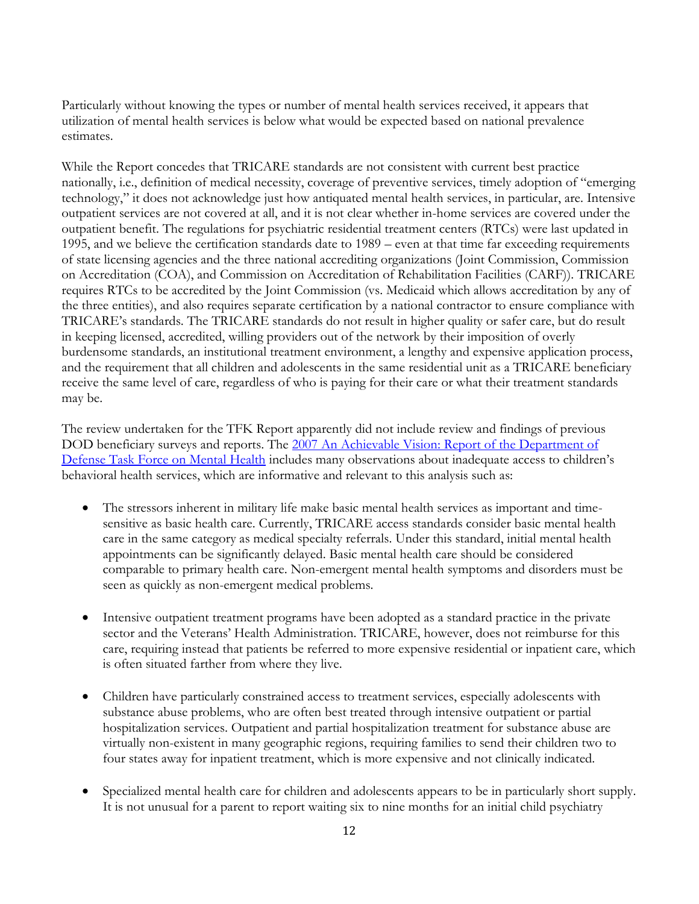Particularly without knowing the types or number of mental health services received, it appears that utilization of mental health services is below what would be expected based on national prevalence estimates.

While the Report concedes that TRICARE standards are not consistent with current best practice nationally, i.e., definition of medical necessity, coverage of preventive services, timely adoption of "emerging technology," it does not acknowledge just how antiquated mental health services, in particular, are. Intensive outpatient services are not covered at all, and it is not clear whether in-home services are covered under the outpatient benefit. The regulations for psychiatric residential treatment centers (RTCs) were last updated in 1995, and we believe the certification standards date to 1989 – even at that time far exceeding requirements of state licensing agencies and the three national accrediting organizations (Joint Commission, Commission on Accreditation (COA), and Commission on Accreditation of Rehabilitation Facilities (CARF)). TRICARE requires RTCs to be accredited by the Joint Commission (vs. Medicaid which allows accreditation by any of the three entities), and also requires separate certification by a national contractor to ensure compliance with TRICARE's standards. The TRICARE standards do not result in higher quality or safer care, but do result in keeping licensed, accredited, willing providers out of the network by their imposition of overly burdensome standards, an institutional treatment environment, a lengthy and expensive application process, and the requirement that all children and adolescents in the same residential unit as a TRICARE beneficiary receive the same level of care, regardless of who is paying for their care or what their treatment standards may be.

The review undertaken for the TFK Report apparently did not include review and findings of previous DOD beneficiary surveys and reports. The 2007 An Achievable Vision: Report of the Department of Defense Task Force on Mental Health includes many observations about inadequate access to children's behavioral health services, which are informative and relevant to this analysis such as:

- The stressors inherent in military life make basic mental health services as important and time-sensitive as basic health care. Currently, TRICARE access standards consider basic mental health care in the same category as medical specialty referrals. Under this standard, initial mental health appointments can be significantly delayed. Basic mental health care should be considered comparable to primary health care. Non-emergent mental health symptoms and disorders must be seen as quickly as non-emergent medical problems.

- Intensive outpatient treatment programs have been adopted as a standard practice in the private sector and the Veterans' Health Administration. TRICARE, however, does not reimburse for this care, requiring instead that patients be referred to more expensive residential or inpatient care, which is often situated farther from where they live.

- Children have particularly constrained access to treatment services, especially adolescents with substance abuse problems, who are often best treated through intensive outpatient or partial hospitalization services. Outpatient and partial hospitalization treatment for substance abuse are virtually non-existent in many geographic regions, requiring families to send their children two to four states away for inpatient treatment, which is more expensive and not clinically indicated.

- Specialized mental health care for children and adolescents appears to be in particularly short supply. It is not unusual for a parent to report waiting six to nine months for an initial child psychiatry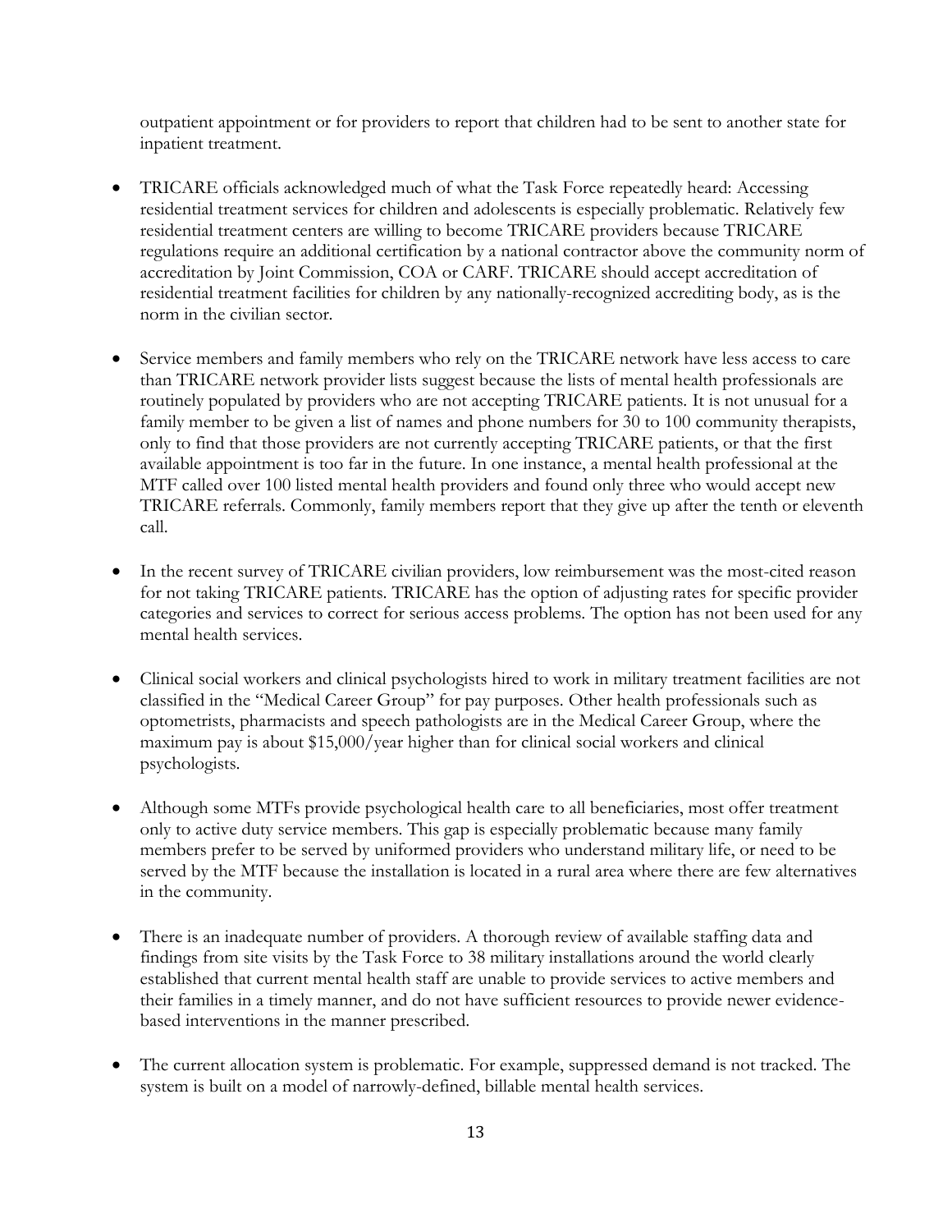outpatient appointment or for providers to report that children had to be sent to another state for inpatient treatment.

- TRICARE officials acknowledged much of what the Task Force repeatedly heard: Accessing residential treatment services for children and adolescents is especially problematic. Relatively few residential treatment centers are willing to become TRICARE providers because TRICARE regulations require an additional certification by a national contractor above the community norm of accreditation by Joint Commission, COA or CARF. TRICARE should accept accreditation of residential treatment facilities for children by any nationally-recognized accrediting body, as is the norm in the civilian sector.

- Service members and family members who rely on the TRICARE network have less access to care than TRICARE network provider lists suggest because the lists of mental health professionals are routinely populated by providers who are not accepting TRICARE patients. It is not unusual for a family member to be given a list of names and phone numbers for 30 to 100 community therapists, only to find that those providers are not currently accepting TRICARE patients, or that the first available appointment is too far in the future. In one instance, a mental health professional at the MTF called over 100 listed mental health providers and found only three who would accept new TRICARE referrals. Commonly, family members report that they give up after the tenth or eleventh call.

- In the recent survey of TRICARE civilian providers, low reimbursement was the most-cited reason for not taking TRICARE patients. TRICARE has the option of adjusting rates for specific provider categories and services to correct for serious access problems. The option has not been used for any mental health services.

- Clinical social workers and clinical psychologists hired to work in military treatment facilities are not classified in the "Medical Career Group" for pay purposes. Other health professionals such as optometrists, pharmacists and speech pathologists are in the Medical Career Group, where the maximum pay is about $15,000/year higher than for clinical social workers and clinical psychologists.

- Although some MTFs provide psychological health care to all beneficiaries, most offer treatment only to active duty service members. This gap is especially problematic because many family members prefer to be served by uniformed providers who understand military life, or need to be served by the MTF because the installation is located in a rural area where there are few alternatives in the community.

- There is an inadequate number of providers. A thorough review of available staffing data and findings from site visits by the Task Force to 38 military installations around the world clearly established that current mental health staff are unable to provide services to active members and their families in a timely manner, and do not have sufficient resources to provide newer evidence-based interventions in the manner prescribed.

- The current allocation system is problematic. For example, suppressed demand is not tracked. The system is built on a model of narrowly-defined, billable mental health services.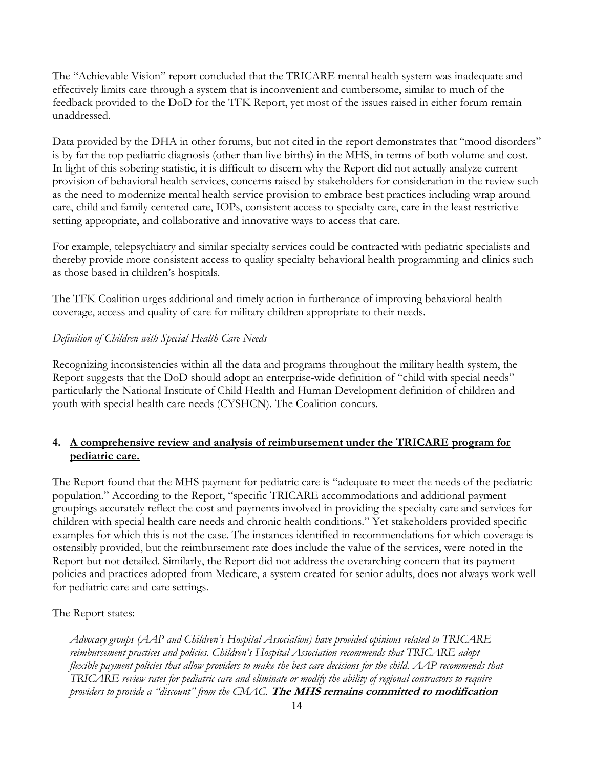The "Achievable Vision" report concluded that the TRICARE mental health system was inadequate and effectively limits care through a system that is inconvenient and cumbersome, similar to much of the feedback provided to the DoD for the TFK Report, yet most of the issues raised in either forum remain unaddressed.

Data provided by the DHA in other forums, but not cited in the report demonstrates that "mood disorders" is by far the top pediatric diagnosis (other than live births) in the MHS, in terms of both volume and cost. In light of this sobering statistic, it is difficult to discern why the Report did not actually analyze current provision of behavioral health services, concerns raised by stakeholders for consideration in the review such as the need to modernize mental health service provision to embrace best practices including wrap around care, child and family centered care, IOPs, consistent access to specialty care, care in the least restrictive setting appropriate, and collaborative and innovative ways to access that care.

For example, telepsychiatry and similar specialty services could be contracted with pediatric specialists and thereby provide more consistent access to quality specialty behavioral health programming and clinics such as those based in children's hospitals.

The TFK Coalition urges additional and timely action in furtherance of improving behavioral health coverage, access and quality of care for military children appropriate to their needs.

*Definition of Children with Special Health Care Needs*

Recognizing inconsistencies within all the data and programs throughout the military health system, the Report suggests that the DoD should adopt an enterprise-wide definition of "child with special needs" particularly the National Institute of Child Health and Human Development definition of children and youth with special health care needs (CYSHCN). The Coalition concurs.

**4. <u>A comprehensive review and analysis of reimbursement under the TRICARE program for pediatric care.</u>**

The Report found that the MHS payment for pediatric care is "adequate to meet the needs of the pediatric population." According to the Report, "specific TRICARE accommodations and additional payment groupings accurately reflect the cost and payments involved in providing the specialty care and services for children with special health care needs and chronic health conditions." Yet stakeholders provided specific examples for which this is not the case. The instances identified in recommendations for which coverage is ostensibly provided, but the reimbursement rate does include the value of the services, were noted in the Report but not detailed. Similarly, the Report did not address the overarching concern that its payment policies and practices adopted from Medicare, a system created for senior adults, does not always work well for pediatric care and care settings.

The Report states:

> *Advocacy groups (AAP and Children's Hospital Association) have provided opinions related to TRICARE reimbursement practices and policies. Children's Hospital Association recommends that TRICARE adopt flexible payment policies that allow providers to make the best care decisions for the child. AAP recommends that TRICARE review rates for pediatric care and eliminate or modify the ability of regional contractors to require providers to provide a "discount" from the CMAC.* ***The MHS remains committed to modification***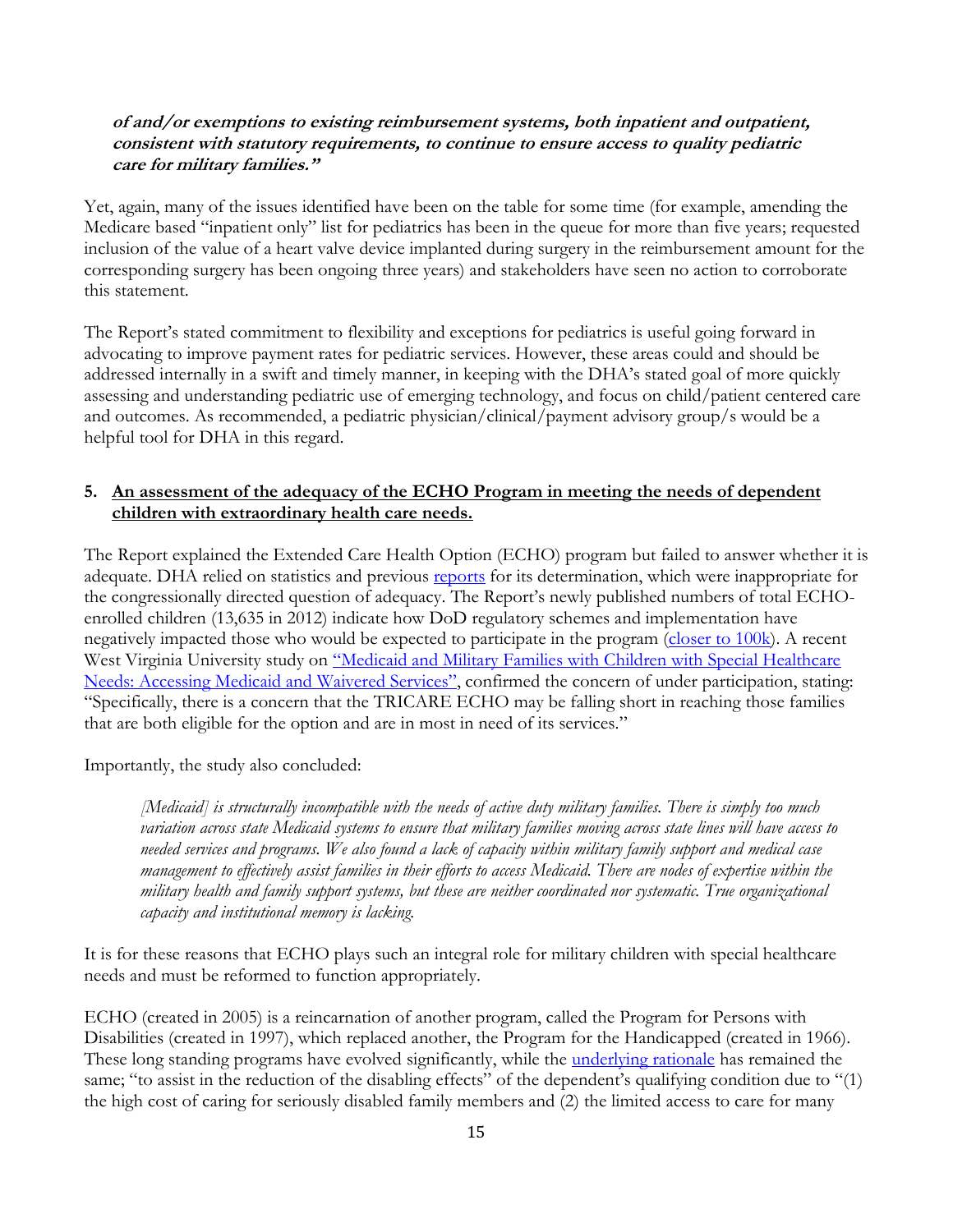***of and/or exemptions to existing reimbursement systems, both inpatient and outpatient, consistent with statutory requirements, to continue to ensure access to quality pediatric care for military families."***

Yet, again, many of the issues identified have been on the table for some time (for example, amending the Medicare based "inpatient only" list for pediatrics has been in the queue for more than five years; requested inclusion of the value of a heart valve device implanted during surgery in the reimbursement amount for the corresponding surgery has been ongoing three years) and stakeholders have seen no action to corroborate this statement.

The Report's stated commitment to flexibility and exceptions for pediatrics is useful going forward in advocating to improve payment rates for pediatric services. However, these areas could and should be addressed internally in a swift and timely manner, in keeping with the DHA's stated goal of more quickly assessing and understanding pediatric use of emerging technology, and focus on child/patient centered care and outcomes. As recommended, a pediatric physician/clinical/payment advisory group/s would be a helpful tool for DHA in this regard.

5. **An assessment of the adequacy of the ECHO Program in meeting the needs of dependent children with extraordinary health care needs.**

The Report explained the Extended Care Health Option (ECHO) program but failed to answer whether it is adequate. DHA relied on statistics and previous reports for its determination, which were inappropriate for the congressionally directed question of adequacy. The Report's newly published numbers of total ECHO-enrolled children (13,635 in 2012) indicate how DoD regulatory schemes and implementation have negatively impacted those who would be expected to participate in the program (closer to 100k). A recent West Virginia University study on "Medicaid and Military Families with Children with Special Healthcare Needs: Accessing Medicaid and Waivered Services", confirmed the concern of under participation, stating: "Specifically, there is a concern that the TRICARE ECHO may be falling short in reaching those families that are both eligible for the option and are in most in need of its services."

Importantly, the study also concluded:

> *[Medicaid] is structurally incompatible with the needs of active duty military families. There is simply too much variation across state Medicaid systems to ensure that military families moving across state lines will have access to needed services and programs. We also found a lack of capacity within military family support and medical case management to effectively assist families in their efforts to access Medicaid. There are nodes of expertise within the military health and family support systems, but these are neither coordinated nor systematic. True organizational capacity and institutional memory is lacking.*

It is for these reasons that ECHO plays such an integral role for military children with special healthcare needs and must be reformed to function appropriately.

ECHO (created in 2005) is a reincarnation of another program, called the Program for Persons with Disabilities (created in 1997), which replaced another, the Program for the Handicapped (created in 1966). These long standing programs have evolved significantly, while the underlying rationale has remained the same; "to assist in the reduction of the disabling effects" of the dependent's qualifying condition due to "(1) the high cost of caring for seriously disabled family members and (2) the limited access to care for many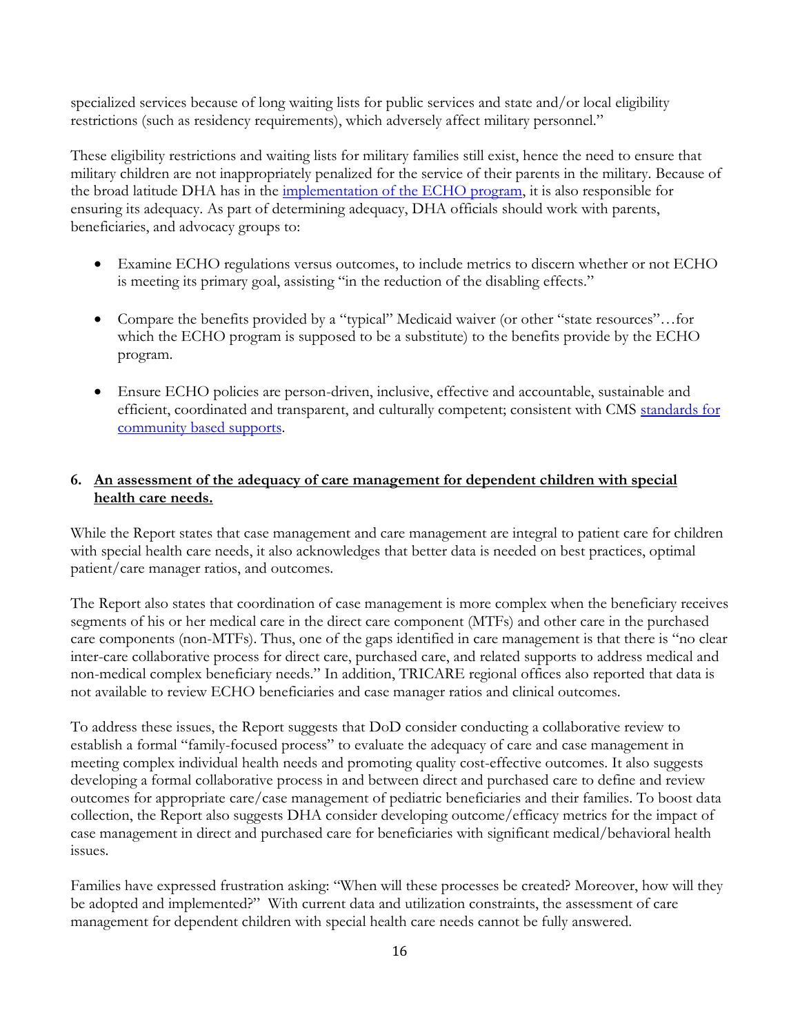specialized services because of long waiting lists for public services and state and/or local eligibility restrictions (such as residency requirements), which adversely affect military personnel."

These eligibility restrictions and waiting lists for military families still exist, hence the need to ensure that military children are not inappropriately penalized for the service of their parents in the military. Because of the broad latitude DHA has in the implementation of the ECHO program, it is also responsible for ensuring its adequacy. As part of determining adequacy, DHA officials should work with parents, beneficiaries, and advocacy groups to:

- Examine ECHO regulations versus outcomes, to include metrics to discern whether or not ECHO is meeting its primary goal, assisting "in the reduction of the disabling effects."
- Compare the benefits provided by a "typical" Medicaid waiver (or other "state resources"…for which the ECHO program is supposed to be a substitute) to the benefits provide by the ECHO program.
- Ensure ECHO policies are person-driven, inclusive, effective and accountable, sustainable and efficient, coordinated and transparent, and culturally competent; consistent with CMS standards for community based supports.

## 6. <u>An assessment of the adequacy of care management for dependent children with special health care needs.</u>

While the Report states that case management and care management are integral to patient care for children with special health care needs, it also acknowledges that better data is needed on best practices, optimal patient/care manager ratios, and outcomes.

The Report also states that coordination of case management is more complex when the beneficiary receives segments of his or her medical care in the direct care component (MTFs) and other care in the purchased care components (non-MTFs). Thus, one of the gaps identified in care management is that there is "no clear inter-care collaborative process for direct care, purchased care, and related supports to address medical and non-medical complex beneficiary needs." In addition, TRICARE regional offices also reported that data is not available to review ECHO beneficiaries and case manager ratios and clinical outcomes.

To address these issues, the Report suggests that DoD consider conducting a collaborative review to establish a formal "family-focused process" to evaluate the adequacy of care and case management in meeting complex individual health needs and promoting quality cost-effective outcomes. It also suggests developing a formal collaborative process in and between direct and purchased care to define and review outcomes for appropriate care/case management of pediatric beneficiaries and their families. To boost data collection, the Report also suggests DHA consider developing outcome/efficacy metrics for the impact of case management in direct and purchased care for beneficiaries with significant medical/behavioral health issues.

Families have expressed frustration asking: "When will these processes be created? Moreover, how will they be adopted and implemented?" With current data and utilization constraints, the assessment of care management for dependent children with special health care needs cannot be fully answered.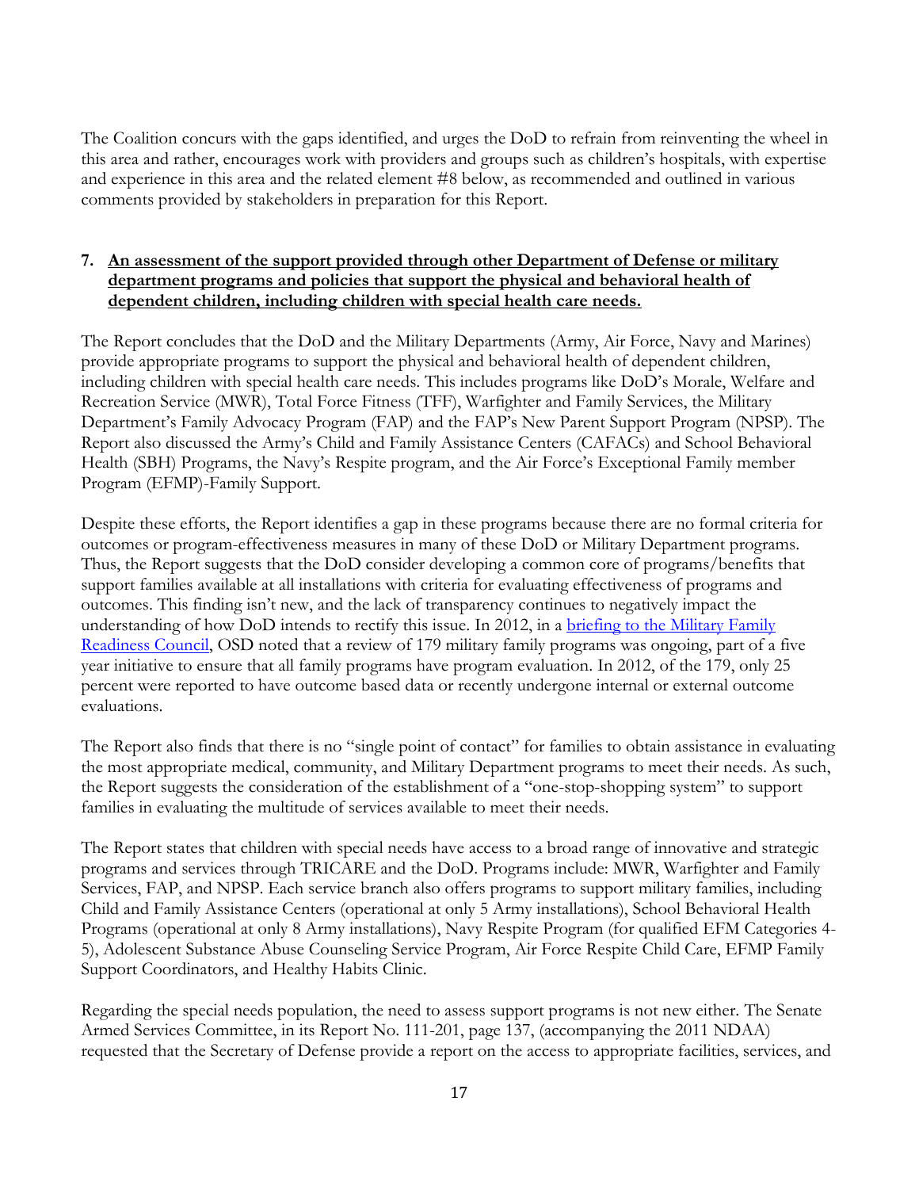The Coalition concurs with the gaps identified, and urges the DoD to refrain from reinventing the wheel in this area and rather, encourages work with providers and groups such as children's hospitals, with expertise and experience in this area and the related element #8 below, as recommended and outlined in various comments provided by stakeholders in preparation for this Report.

7. **An assessment of the support provided through other Department of Defense or military department programs and policies that support the physical and behavioral health of dependent children, including children with special health care needs.**

The Report concludes that the DoD and the Military Departments (Army, Air Force, Navy and Marines) provide appropriate programs to support the physical and behavioral health of dependent children, including children with special health care needs. This includes programs like DoD's Morale, Welfare and Recreation Service (MWR), Total Force Fitness (TFF), Warfighter and Family Services, the Military Department's Family Advocacy Program (FAP) and the FAP's New Parent Support Program (NPSP). The Report also discussed the Army's Child and Family Assistance Centers (CAFACs) and School Behavioral Health (SBH) Programs, the Navy's Respite program, and the Air Force's Exceptional Family member Program (EFMP)-Family Support.

Despite these efforts, the Report identifies a gap in these programs because there are no formal criteria for outcomes or program-effectiveness measures in many of these DoD or Military Department programs. Thus, the Report suggests that the DoD consider developing a common core of programs/benefits that support families available at all installations with criteria for evaluating effectiveness of programs and outcomes. This finding isn't new, and the lack of transparency continues to negatively impact the understanding of how DoD intends to rectify this issue. In 2012, in a briefing to the Military Family Readiness Council, OSD noted that a review of 179 military family programs was ongoing, part of a five year initiative to ensure that all family programs have program evaluation. In 2012, of the 179, only 25 percent were reported to have outcome based data or recently undergone internal or external outcome evaluations.

The Report also finds that there is no "single point of contact" for families to obtain assistance in evaluating the most appropriate medical, community, and Military Department programs to meet their needs. As such, the Report suggests the consideration of the establishment of a "one-stop-shopping system" to support families in evaluating the multitude of services available to meet their needs.

The Report states that children with special needs have access to a broad range of innovative and strategic programs and services through TRICARE and the DoD. Programs include: MWR, Warfighter and Family Services, FAP, and NPSP. Each service branch also offers programs to support military families, including Child and Family Assistance Centers (operational at only 5 Army installations), School Behavioral Health Programs (operational at only 8 Army installations), Navy Respite Program (for qualified EFM Categories 4-5), Adolescent Substance Abuse Counseling Service Program, Air Force Respite Child Care, EFMP Family Support Coordinators, and Healthy Habits Clinic.

Regarding the special needs population, the need to assess support programs is not new either. The Senate Armed Services Committee, in its Report No. 111-201, page 137, (accompanying the 2011 NDAA) requested that the Secretary of Defense provide a report on the access to appropriate facilities, services, and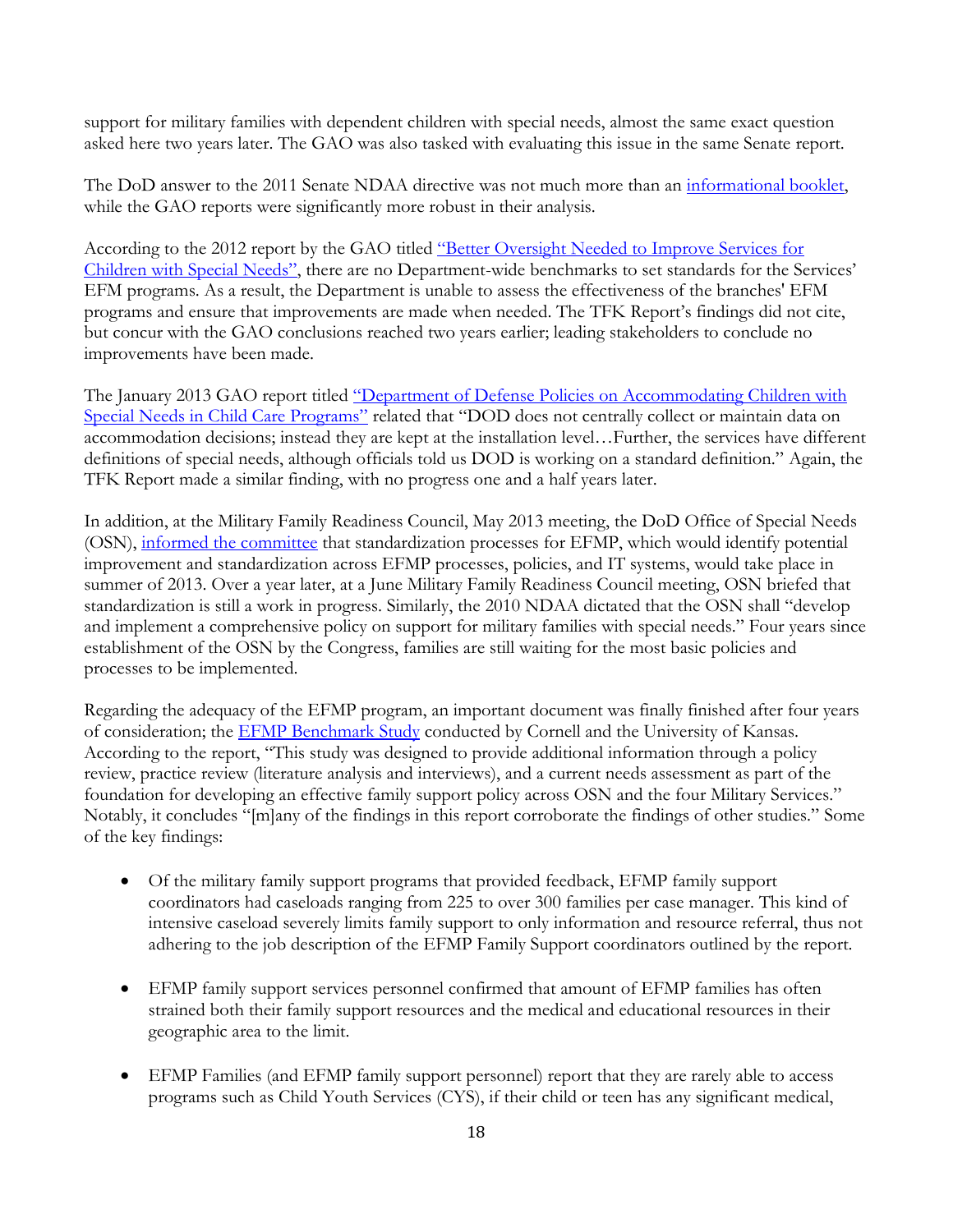support for military families with dependent children with special needs, almost the same exact question asked here two years later. The GAO was also tasked with evaluating this issue in the same Senate report.

The DoD answer to the 2011 Senate NDAA directive was not much more than an informational booklet, while the GAO reports were significantly more robust in their analysis.

According to the 2012 report by the GAO titled "Better Oversight Needed to Improve Services for Children with Special Needs", there are no Department-wide benchmarks to set standards for the Services' EFM programs. As a result, the Department is unable to assess the effectiveness of the branches' EFM programs and ensure that improvements are made when needed. The TFK Report's findings did not cite, but concur with the GAO conclusions reached two years earlier; leading stakeholders to conclude no improvements have been made.

The January 2013 GAO report titled "Department of Defense Policies on Accommodating Children with Special Needs in Child Care Programs" related that "DOD does not centrally collect or maintain data on accommodation decisions; instead they are kept at the installation level…Further, the services have different definitions of special needs, although officials told us DOD is working on a standard definition." Again, the TFK Report made a similar finding, with no progress one and a half years later.

In addition, at the Military Family Readiness Council, May 2013 meeting, the DoD Office of Special Needs (OSN), informed the committee that standardization processes for EFMP, which would identify potential improvement and standardization across EFMP processes, policies, and IT systems, would take place in summer of 2013. Over a year later, at a June Military Family Readiness Council meeting, OSN briefed that standardization is still a work in progress. Similarly, the 2010 NDAA dictated that the OSN shall "develop and implement a comprehensive policy on support for military families with special needs." Four years since establishment of the OSN by the Congress, families are still waiting for the most basic policies and processes to be implemented.

Regarding the adequacy of the EFMP program, an important document was finally finished after four years of consideration; the EFMP Benchmark Study conducted by Cornell and the University of Kansas. According to the report, "This study was designed to provide additional information through a policy review, practice review (literature analysis and interviews), and a current needs assessment as part of the foundation for developing an effective family support policy across OSN and the four Military Services." Notably, it concludes "[m]any of the findings in this report corroborate the findings of other studies." Some of the key findings:

- Of the military family support programs that provided feedback, EFMP family support coordinators had caseloads ranging from 225 to over 300 families per case manager. This kind of intensive caseload severely limits family support to only information and resource referral, thus not adhering to the job description of the EFMP Family Support coordinators outlined by the report.

- EFMP family support services personnel confirmed that amount of EFMP families has often strained both their family support resources and the medical and educational resources in their geographic area to the limit.

- EFMP Families (and EFMP family support personnel) report that they are rarely able to access programs such as Child Youth Services (CYS), if their child or teen has any significant medical,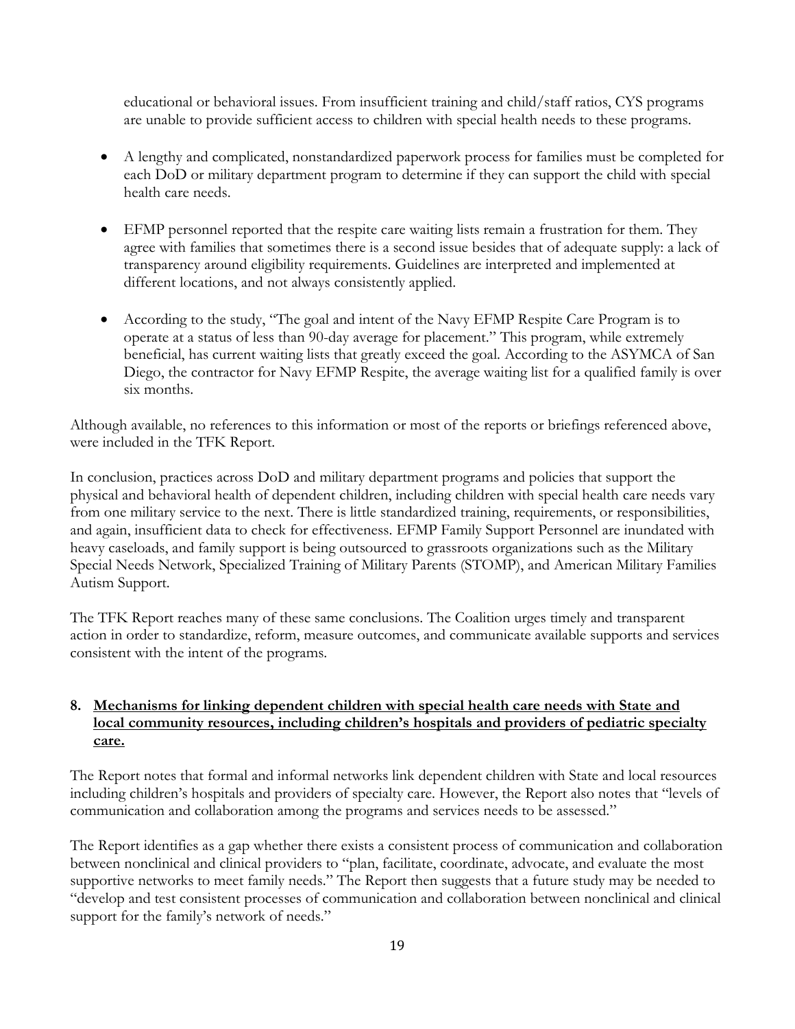educational or behavioral issues. From insufficient training and child/staff ratios, CYS programs are unable to provide sufficient access to children with special health needs to these programs.

- A lengthy and complicated, nonstandardized paperwork process for families must be completed for each DoD or military department program to determine if they can support the child with special health care needs.

- EFMP personnel reported that the respite care waiting lists remain a frustration for them. They agree with families that sometimes there is a second issue besides that of adequate supply: a lack of transparency around eligibility requirements. Guidelines are interpreted and implemented at different locations, and not always consistently applied.

- According to the study, "The goal and intent of the Navy EFMP Respite Care Program is to operate at a status of less than 90-day average for placement." This program, while extremely beneficial, has current waiting lists that greatly exceed the goal. According to the ASYMCA of San Diego, the contractor for Navy EFMP Respite, the average waiting list for a qualified family is over six months.

Although available, no references to this information or most of the reports or briefings referenced above, were included in the TFK Report.

In conclusion, practices across DoD and military department programs and policies that support the physical and behavioral health of dependent children, including children with special health care needs vary from one military service to the next. There is little standardized training, requirements, or responsibilities, and again, insufficient data to check for effectiveness. EFMP Family Support Personnel are inundated with heavy caseloads, and family support is being outsourced to grassroots organizations such as the Military Special Needs Network, Specialized Training of Military Parents (STOMP), and American Military Families Autism Support.

The TFK Report reaches many of these same conclusions. The Coalition urges timely and transparent action in order to standardize, reform, measure outcomes, and communicate available supports and services consistent with the intent of the programs.

**8. <u>Mechanisms for linking dependent children with special health care needs with State and local community resources, including children's hospitals and providers of pediatric specialty care.</u>**

The Report notes that formal and informal networks link dependent children with State and local resources including children's hospitals and providers of specialty care. However, the Report also notes that "levels of communication and collaboration among the programs and services needs to be assessed."

The Report identifies as a gap whether there exists a consistent process of communication and collaboration between nonclinical and clinical providers to "plan, facilitate, coordinate, advocate, and evaluate the most supportive networks to meet family needs." The Report then suggests that a future study may be needed to "develop and test consistent processes of communication and collaboration between nonclinical and clinical support for the family's network of needs."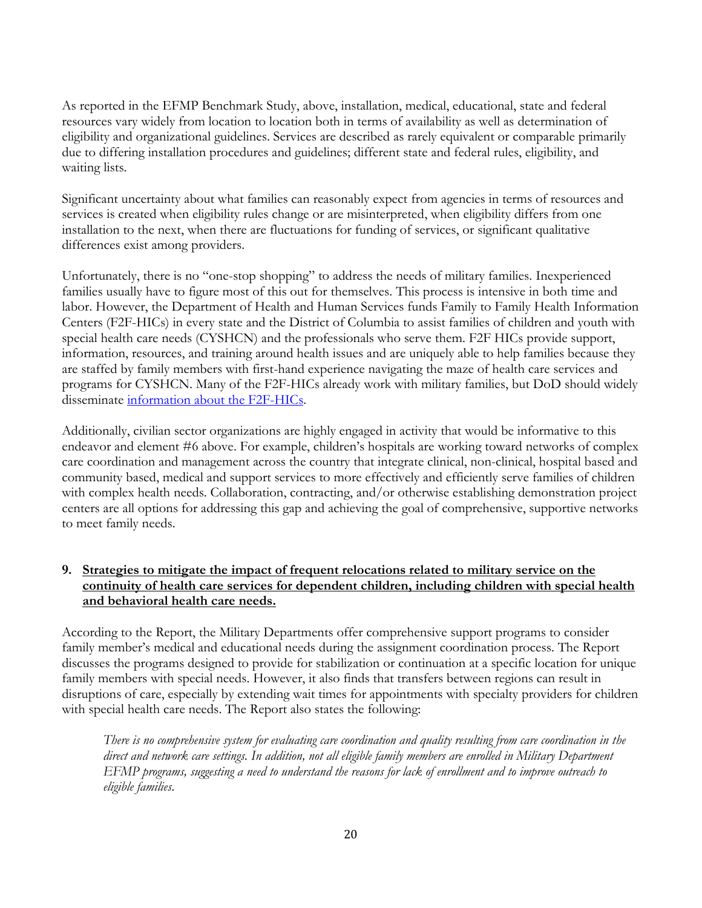As reported in the EFMP Benchmark Study, above, installation, medical, educational, state and federal resources vary widely from location to location both in terms of availability as well as determination of eligibility and organizational guidelines. Services are described as rarely equivalent or comparable primarily due to differing installation procedures and guidelines; different state and federal rules, eligibility, and waiting lists.

Significant uncertainty about what families can reasonably expect from agencies in terms of resources and services is created when eligibility rules change or are misinterpreted, when eligibility differs from one installation to the next, when there are fluctuations for funding of services, or significant qualitative differences exist among providers.

Unfortunately, there is no "one-stop shopping" to address the needs of military families. Inexperienced families usually have to figure most of this out for themselves. This process is intensive in both time and labor. However, the Department of Health and Human Services funds Family to Family Health Information Centers (F2F-HICs) in every state and the District of Columbia to assist families of children and youth with special health care needs (CYSHCN) and the professionals who serve them. F2F HICs provide support, information, resources, and training around health issues and are uniquely able to help families because they are staffed by family members with first-hand experience navigating the maze of health care services and programs for CYSHCN. Many of the F2F-HICs already work with military families, but DoD should widely disseminate information about the F2F-HICs.

Additionally, civilian sector organizations are highly engaged in activity that would be informative to this endeavor and element #6 above. For example, children's hospitals are working toward networks of complex care coordination and management across the country that integrate clinical, non-clinical, hospital based and community based, medical and support services to more effectively and efficiently serve families of children with complex health needs. Collaboration, contracting, and/or otherwise establishing demonstration project centers are all options for addressing this gap and achieving the goal of comprehensive, supportive networks to meet family needs.

### 9. Strategies to mitigate the impact of frequent relocations related to military service on the continuity of health care services for dependent children, including children with special health and behavioral health care needs.

According to the Report, the Military Departments offer comprehensive support programs to consider family member's medical and educational needs during the assignment coordination process. The Report discusses the programs designed to provide for stabilization or continuation at a specific location for unique family members with special needs. However, it also finds that transfers between regions can result in disruptions of care, especially by extending wait times for appointments with specialty providers for children with special health care needs. The Report also states the following:

> *There is no comprehensive system for evaluating care coordination and quality resulting from care coordination in the direct and network care settings. In addition, not all eligible family members are enrolled in Military Department EFMP programs, suggesting a need to understand the reasons for lack of enrollment and to improve outreach to eligible families.*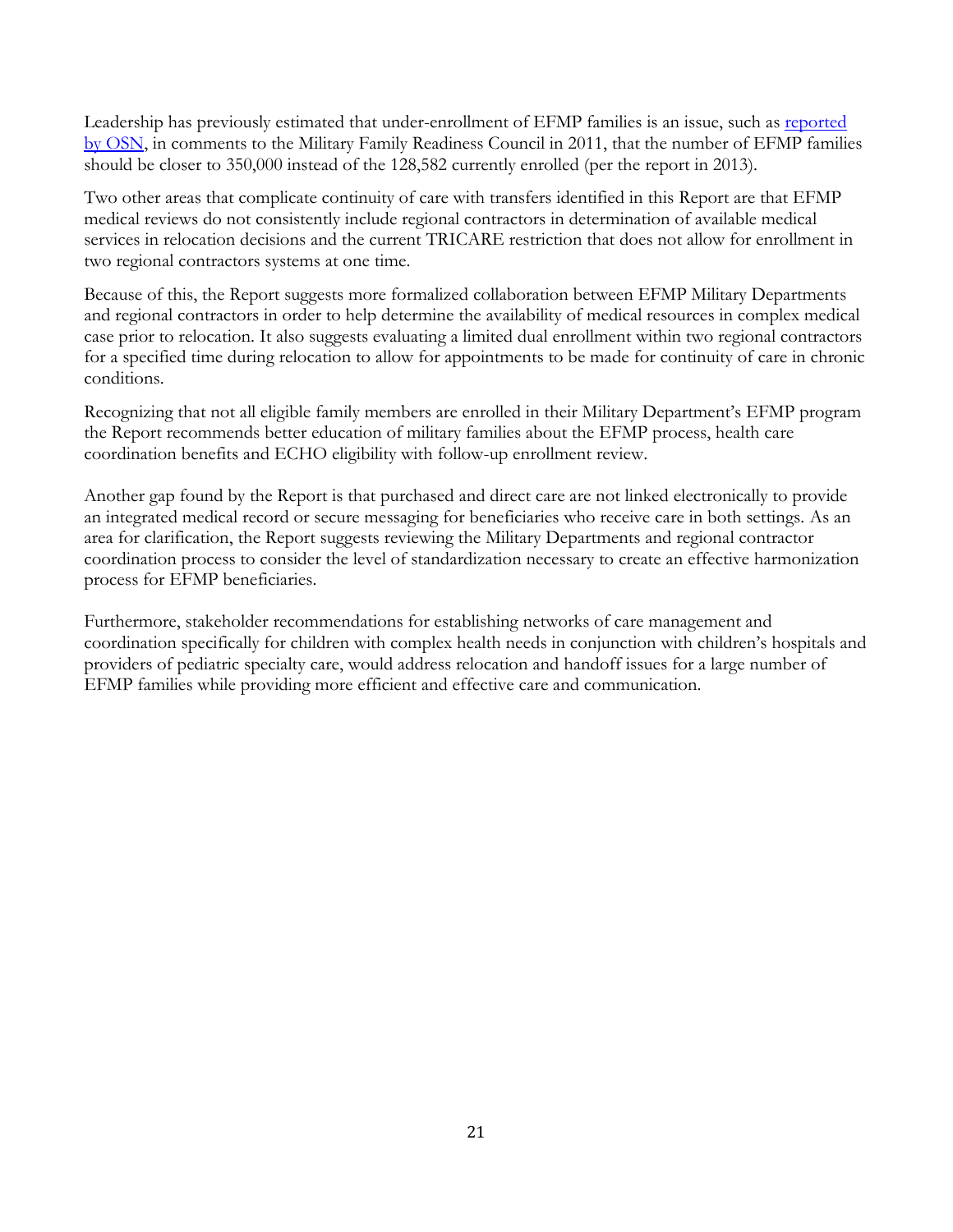Leadership has previously estimated that under-enrollment of EFMP families is an issue, such as reported by OSN, in comments to the Military Family Readiness Council in 2011, that the number of EFMP families should be closer to 350,000 instead of the 128,582 currently enrolled (per the report in 2013).

Two other areas that complicate continuity of care with transfers identified in this Report are that EFMP medical reviews do not consistently include regional contractors in determination of available medical services in relocation decisions and the current TRICARE restriction that does not allow for enrollment in two regional contractors systems at one time.

Because of this, the Report suggests more formalized collaboration between EFMP Military Departments and regional contractors in order to help determine the availability of medical resources in complex medical case prior to relocation. It also suggests evaluating a limited dual enrollment within two regional contractors for a specified time during relocation to allow for appointments to be made for continuity of care in chronic conditions.

Recognizing that not all eligible family members are enrolled in their Military Department's EFMP program the Report recommends better education of military families about the EFMP process, health care coordination benefits and ECHO eligibility with follow-up enrollment review.

Another gap found by the Report is that purchased and direct care are not linked electronically to provide an integrated medical record or secure messaging for beneficiaries who receive care in both settings. As an area for clarification, the Report suggests reviewing the Military Departments and regional contractor coordination process to consider the level of standardization necessary to create an effective harmonization process for EFMP beneficiaries.

Furthermore, stakeholder recommendations for establishing networks of care management and coordination specifically for children with complex health needs in conjunction with children's hospitals and providers of pediatric specialty care, would address relocation and handoff issues for a large number of EFMP families while providing more efficient and effective care and communication.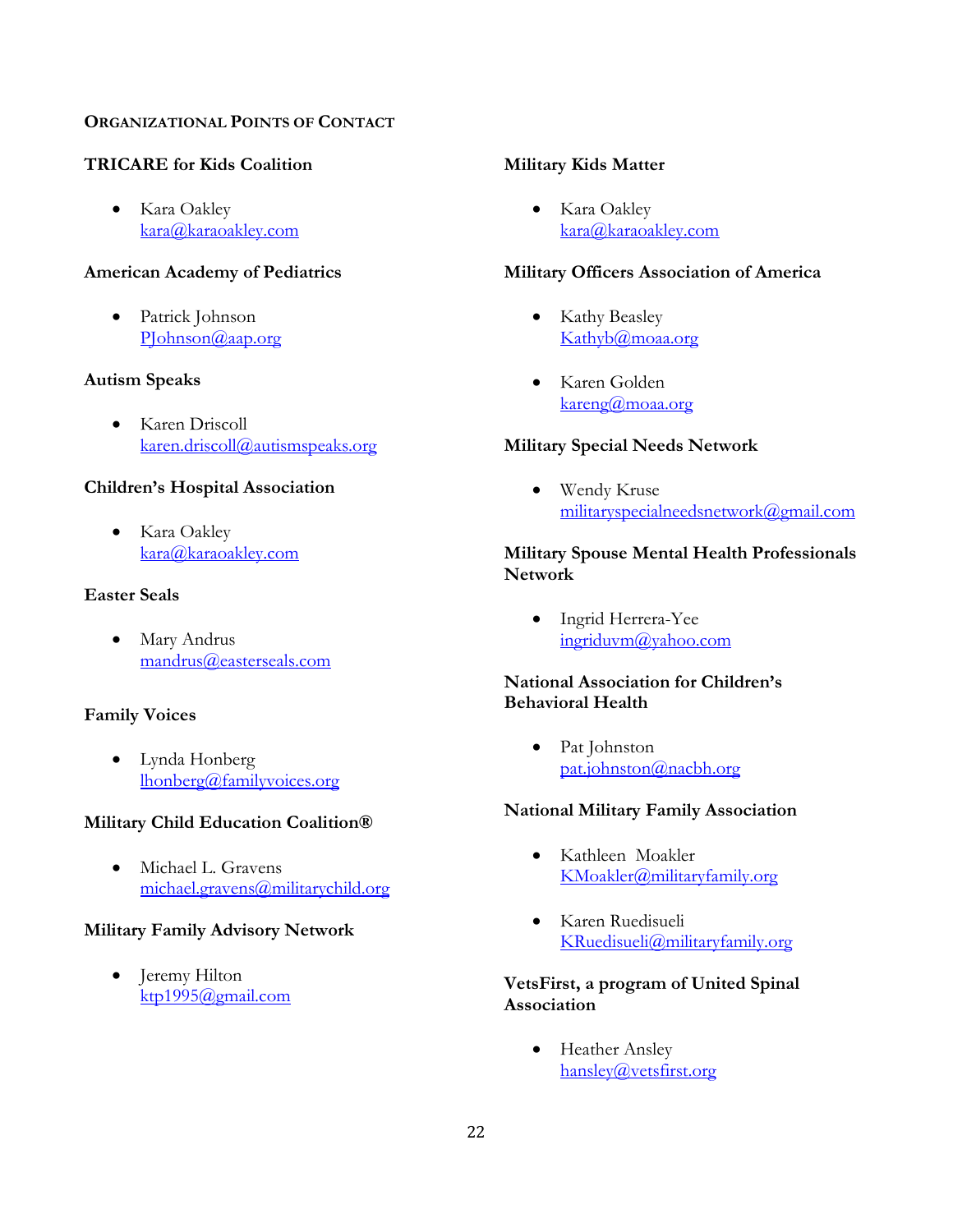## Organizational Points of Contact

**TRICARE for Kids Coalition**

- Kara Oakley
  kara@karaoakley.com

**American Academy of Pediatrics**

- Patrick Johnson
  PJohnson@aap.org

**Autism Speaks**

- Karen Driscoll
  karen.driscoll@autismspeaks.org

**Children's Hospital Association**

- Kara Oakley
  kara@karaoakley.com

**Easter Seals**

- Mary Andrus
  mandrus@easterseals.com

**Family Voices**

- Lynda Honberg
  lhonberg@familyvoices.org

**Military Child Education Coalition®**

- Michael L. Gravens
  michael.gravens@militarychild.org

**Military Family Advisory Network**

- Jeremy Hilton
  ktp1995@gmail.com

**Military Kids Matter**

- Kara Oakley
  kara@karaoakley.com

**Military Officers Association of America**

- Kathy Beasley
  Kathyb@moaa.org

- Karen Golden
  kareng@moaa.org

**Military Special Needs Network**

- Wendy Kruse
  militaryspecialneedsnetwork@gmail.com

**Military Spouse Mental Health Professionals Network**

- Ingrid Herrera-Yee
  ingriduvm@yahoo.com

**National Association for Children's Behavioral Health**

- Pat Johnston
  pat.johnston@nacbh.org

**National Military Family Association**

- Kathleen Moakler
  KMoakler@militaryfamily.org

- Karen Ruedisueli
  KRuedisueli@militaryfamily.org

**VetsFirst, a program of United Spinal Association**

- Heather Ansley
  hansley@vetsfirst.org